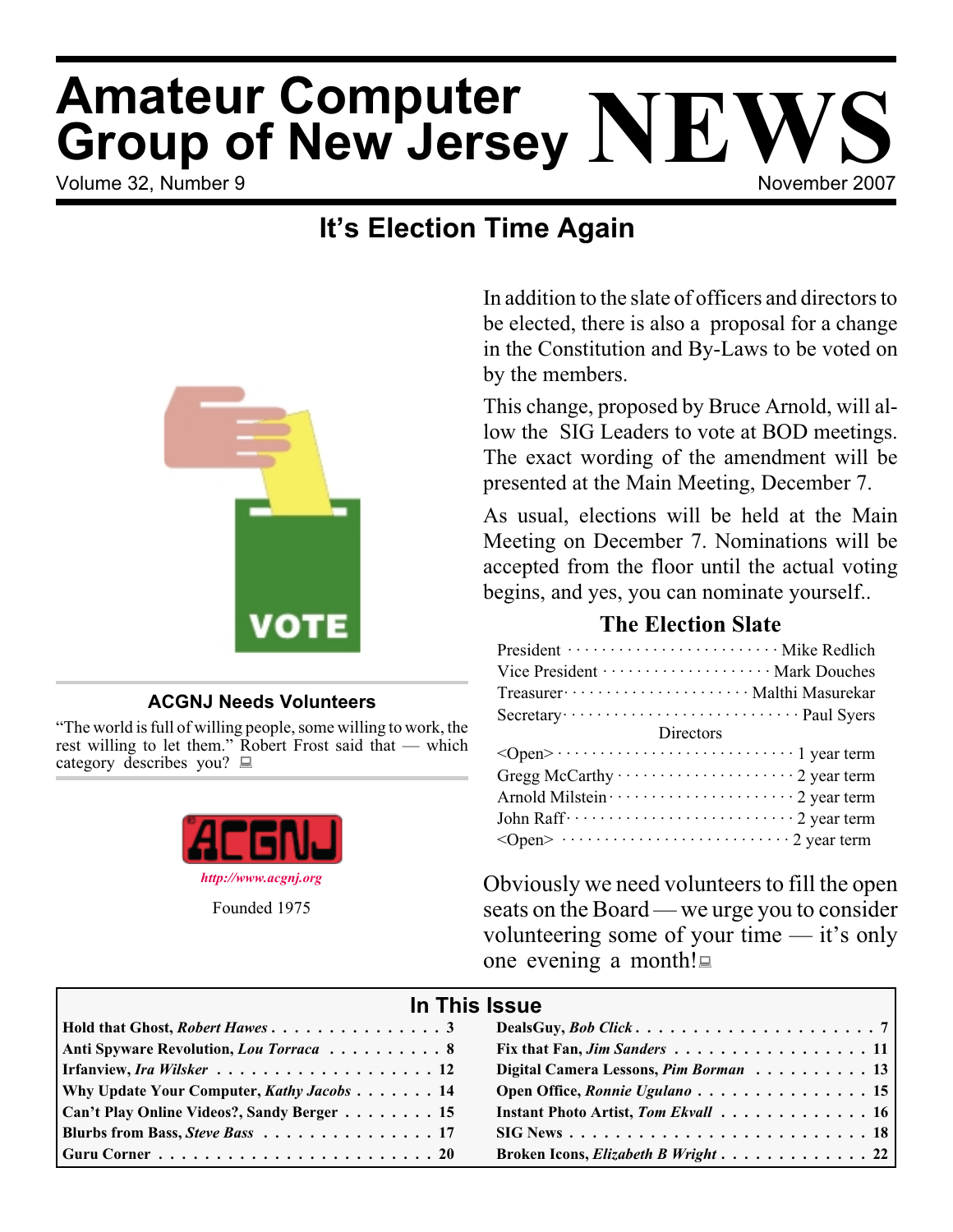# Amateur Computer Group of New Jersey NEWS

Volume 32, Number 9 — November 2007

## It's Election Time Again

In addition to the slate of officers and directors to be elected, there is also a proposal for a change in the Constitution and By-Laws to be voted on by the members.

This change, proposed by Bruce Arnold, will allow the SIG Leaders to vote at BOD meetings. The exact wording of the amendment will be presented at the Main Meeting, December 7.

As usual, elections will be held at the Main Meeting on December 7. Nominations will be accepted from the floor until the actual voting begins, and yes, you can nominate yourself..

### The Election Slate

| | |
|---|---|
| President | Mike Redlich |
| Vice President | Mark Douches |
| Treasurer | Malthi Masurekar |
| Secretary | Paul Syers |
| **Directors** | |
| <Open> | 1 year term |
| Gregg McCarthy | 2 year term |
| Arnold Milstein | 2 year term |
| John Raff | 2 year term |
| <Open> | 2 year term |

Obviously we need volunteers to fill the open seats on the Board — we urge you to consider volunteering some of your time — it's only one evening a month!

### ACGNJ Needs Volunteers

"The world is full of willing people, some willing to work, the rest willing to let them." Robert Frost said that — which category describes you?

ACGNJ

*http://www.acgnj.org*

Founded 1975

## In This Issue

| Article | Page |
|---|---|
| **Hold that Ghost, *Robert Hawes*** | 3 |
| **Anti Spyware Revolution, *Lou Torraca*** | 8 |
| **Irfanview, *Ira Wilsker*** | 12 |
| **Why Update Your Computer, *Kathy Jacobs*** | 14 |
| **Can't Play Online Videos?, Sandy Berger** | 15 |
| **Blurbs from Bass, *Steve Bass*** | 17 |
| **Guru Corner** | 20 |
| **DealsGuy, *Bob Click*** | 7 |
| **Fix that Fan, *Jim Sanders*** | 11 |
| **Digital Camera Lessons, *Pim Borman*** | 13 |
| **Open Office, *Ronnie Ugulano*** | 15 |
| **Instant Photo Artist, *Tom Ekvall*** | 16 |
| **SIG News** | 18 |
| **Broken Icons, *Elizabeth B Wright*** | 22 |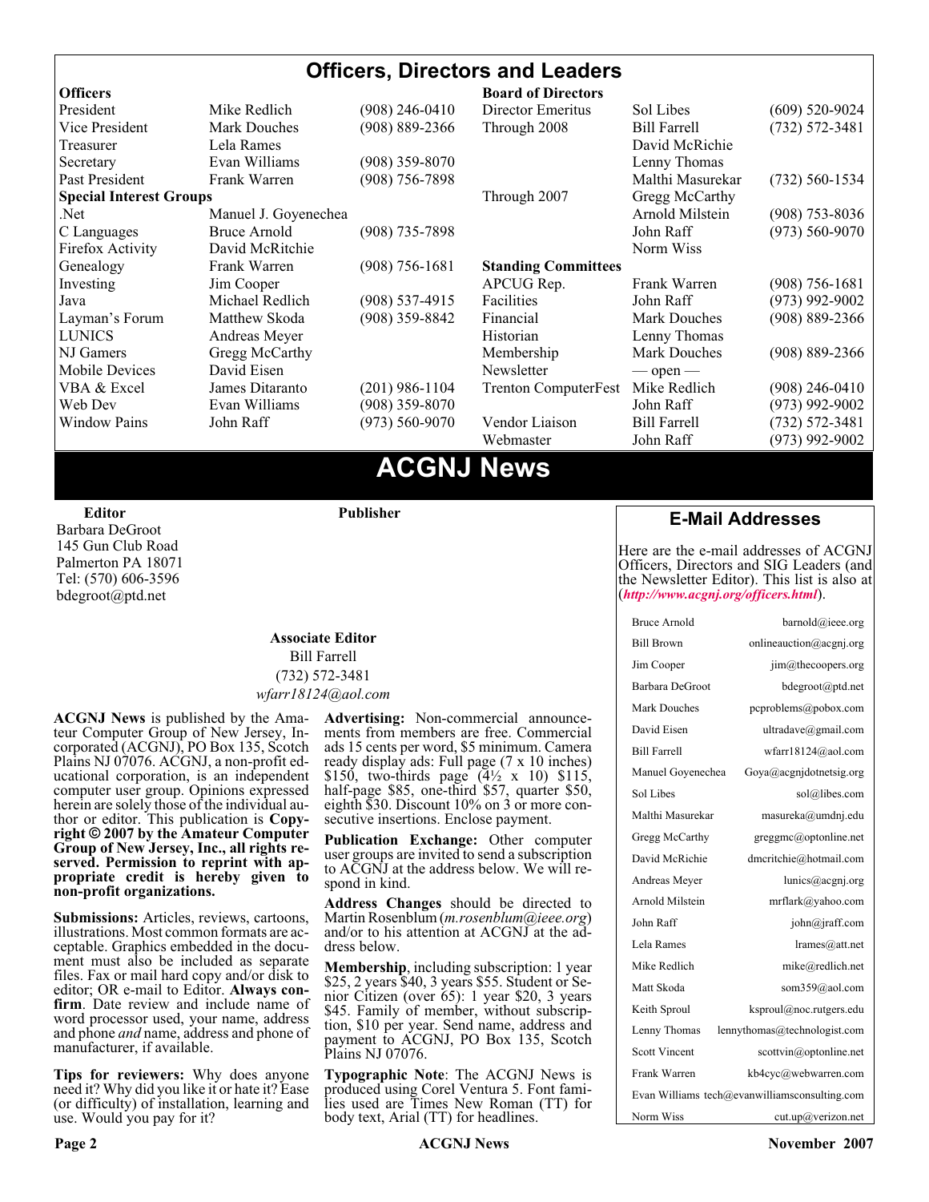# Officers, Directors and Leaders

| Officers | | | Board of Directors | | |
|---|---|---|---|---|---|
| President | Mike Redlich | (908) 246-0410 | Director Emeritus | Sol Libes | (609) 520-9024 |
| Vice President | Mark Douches | (908) 889-2366 | Through 2008 | Bill Farrell | (732) 572-3481 |
| Treasurer | Lela Rames | | | David McRichie | |
| Secretary | Evan Williams | (908) 359-8070 | | Lenny Thomas | |
| Past President | Frank Warren | (908) 756-7898 | | Malthi Masurekar | (732) 560-1534 |
| **Special Interest Groups** | | | Through 2007 | Gregg McCarthy | |
| .Net | Manuel J. Goyenechea | | | Arnold Milstein | (908) 753-8036 |
| C Languages | Bruce Arnold | (908) 735-7898 | | John Raff | (973) 560-9070 |
| Firefox Activity | David McRitchie | | | Norm Wiss | |
| Genealogy | Frank Warren | (908) 756-1681 | **Standing Committees** | | |
| Investing | Jim Cooper | | APCUG Rep. | Frank Warren | (908) 756-1681 |
| Java | Michael Redlich | (908) 537-4915 | Facilities | John Raff | (973) 992-9002 |
| Layman's Forum | Matthew Skoda | (908) 359-8842 | Financial | Mark Douches | (908) 889-2366 |
| LUNICS | Andreas Meyer | | Historian | Lenny Thomas | |
| NJ Gamers | Gregg McCarthy | | Membership | Mark Douches | (908) 889-2366 |
| Mobile Devices | David Eisen | | Newsletter | — open — | |
| VBA & Excel | James Ditaranto | (201) 986-1104 | Trenton ComputerFest | Mike Redlich | (908) 246-0410 |
| Web Dev | Evan Williams | (908) 359-8070 | | John Raff | (973) 992-9002 |
| Window Pains | John Raff | (973) 560-9070 | Vendor Liaison | Bill Farrell | (732) 572-3481 |
| | | | Webmaster | John Raff | (973) 992-9002 |

# ACGNJ News

**Editor**
Barbara DeGroot
145 Gun Club Road
Palmerton PA 18071
Tel: (570) 606-3596
bdegroot@ptd.net

**Publisher**

**Associate Editor**
Bill Farrell
(732) 572-3481
*wfarr18124@aol.com*

**ACGNJ News** is published by the Amateur Computer Group of New Jersey, Incorporated (ACGNJ), PO Box 135, Scotch Plains NJ 07076. ACGNJ, a non-profit educational corporation, is an independent computer user group. Opinions expressed herein are solely those of the individual author or editor. This publication is **Copyright © 2007 by the Amateur Computer Group of New Jersey, Inc., all rights reserved. Permission to reprint with appropriate credit is hereby given to non-profit organizations.**

**Submissions:** Articles, reviews, cartoons, illustrations. Most common formats are acceptable. Graphics embedded in the document must also be included as separate files. Fax or mail hard copy and/or disk to editor; OR e-mail to Editor. **Always confirm**. Date review and include name of word processor used, your name, address and phone *and* name, address and phone of manufacturer, if available.

**Tips for reviewers:** Why does anyone need it? Why did you like it or hate it? Ease (or difficulty) of installation, learning and use. Would you pay for it?

**Advertising:** Non-commercial announcements from members are free. Commercial ads 15 cents per word, $5 minimum. Camera ready display ads: Full page (7 x 10 inches) $150, two-thirds page (4½ x 10) $115, half-page $85, one-third $57, quarter $50, eighth $30. Discount 10% on 3 or more consecutive insertions. Enclose payment.

**Publication Exchange:** Other computer user groups are invited to send a subscription to ACGNJ at the address below. We will respond in kind.

**Address Changes** should be directed to Martin Rosenblum (*m.rosenblum@ieee.org*) and/or to his attention at ACGNJ at the address below.

**Membership**, including subscription: 1 year $25, 2 years $40, 3 years $55. Student or Senior Citizen (over 65): 1 year $20, 3 years $45. Family of member, without subscription, $10 per year. Send name, address and payment to ACGNJ, PO Box 135, Scotch Plains NJ 07076.

**Typographic Note**: The ACGNJ News is produced using Corel Ventura 5. Font families used are Times New Roman (TT) for body text, Arial (TT) for headlines.

## E-Mail Addresses

Here are the e-mail addresses of ACGNJ Officers, Directors and SIG Leaders (and the Newsletter Editor). This list is also at (***http://www.acgnj.org/officers.html***).

| Name | E-mail |
|---|---|
| Bruce Arnold | barnold@ieee.org |
| Bill Brown | onlineauction@acgnj.org |
| Jim Cooper | jim@thecoopers.org |
| Barbara DeGroot | bdegroot@ptd.net |
| Mark Douches | pcproblems@pobox.com |
| David Eisen | ultradave@gmail.com |
| Bill Farrell | wfarr18124@aol.com |
| Manuel Goyenechea | Goya@acgnjdotnetsig.org |
| Sol Libes | sol@libes.com |
| Malthi Masurekar | masureka@umdnj.edu |
| Gregg McCarthy | greggmc@optonline.net |
| David McRichie | dmcritchie@hotmail.com |
| Andreas Meyer | lunics@acgnj.org |
| Arnold Milstein | mrflark@yahoo.com |
| John Raff | john@jraff.com |
| Lela Rames | lrames@att.net |
| Mike Redlich | mike@redlich.net |
| Matt Skoda | som359@aol.com |
| Keith Sproul | ksproul@noc.rutgers.edu |
| Lenny Thomas | lennythomas@technologist.com |
| Scott Vincent | scottvin@optonline.net |
| Frank Warren | kb4cyc@webwarren.com |
| Evan Williams | tech@evanwilliamsconsulting.com |
| Norm Wiss | cut.up@verizon.net |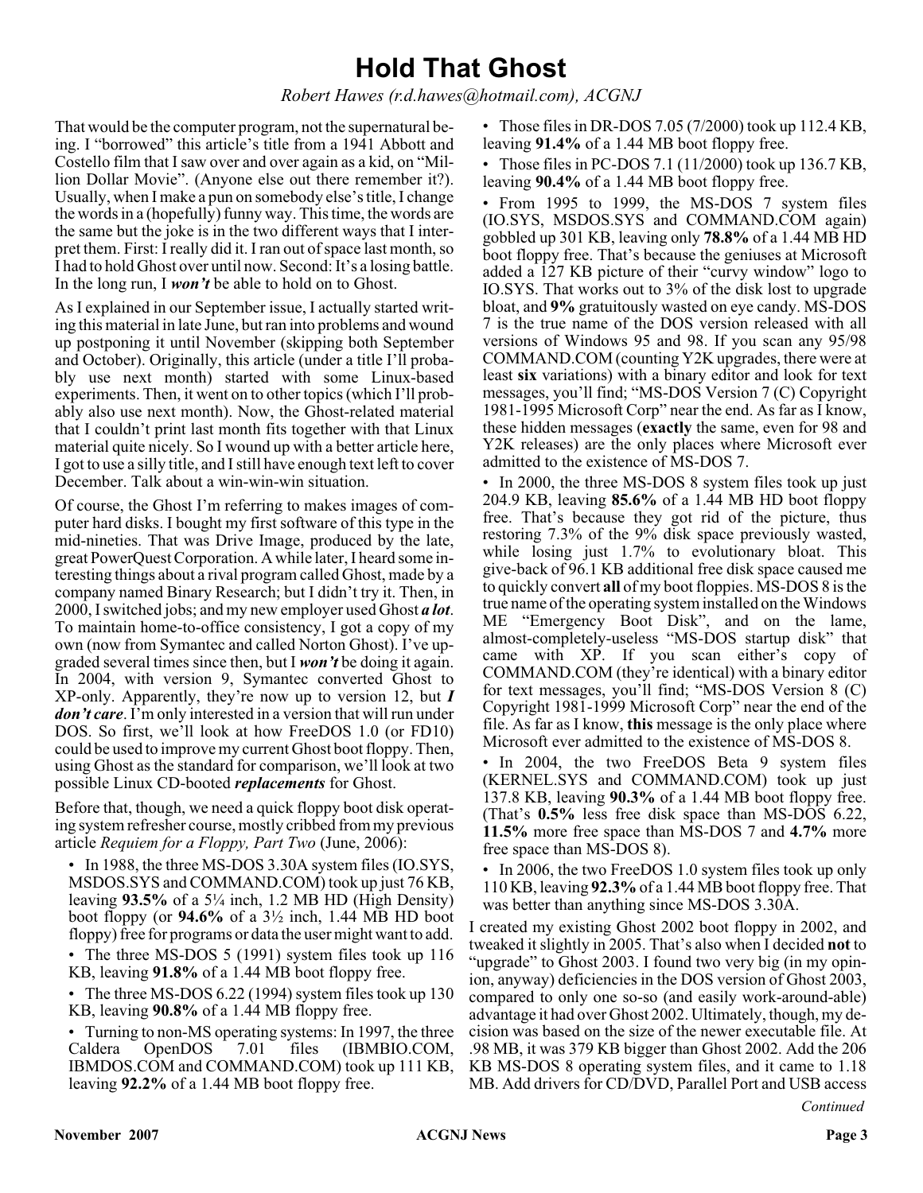# Hold That Ghost

*Robert Hawes (r.d.hawes@hotmail.com), ACGNJ*

That would be the computer program, not the supernatural being. I "borrowed" this article's title from a 1941 Abbott and Costello film that I saw over and over again as a kid, on "Million Dollar Movie". (Anyone else out there remember it?). Usually, when I make a pun on somebody else's title, I change the words in a (hopefully) funny way. This time, the words are the same but the joke is in the two different ways that I interpret them. First: I really did it. I ran out of space last month, so I had to hold Ghost over until now. Second: It's a losing battle. In the long run, I ***won't*** be able to hold on to Ghost.

As I explained in our September issue, I actually started writing this material in late June, but ran into problems and wound up postponing it until November (skipping both September and October). Originally, this article (under a title I'll probably use next month) started with some Linux-based experiments. Then, it went on to other topics (which I'll probably also use next month). Now, the Ghost-related material that I couldn't print last month fits together with that Linux material quite nicely. So I wound up with a better article here, I got to use a silly title, and I still have enough text left to cover December. Talk about a win-win-win situation.

Of course, the Ghost I'm referring to makes images of computer hard disks. I bought my first software of this type in the mid-nineties. That was Drive Image, produced by the late, great PowerQuest Corporation. A while later, I heard some interesting things about a rival program called Ghost, made by a company named Binary Research; but I didn't try it. Then, in 2000, I switched jobs; and my new employer used Ghost ***a lot***. To maintain home-to-office consistency, I got a copy of my own (now from Symantec and called Norton Ghost). I've upgraded several times since then, but I ***won't*** be doing it again. In 2004, with version 9, Symantec converted Ghost to XP-only. Apparently, they're now up to version 12, but ***I don't care***. I'm only interested in a version that will run under DOS. So first, we'll look at how FreeDOS 1.0 (or FD10) could be used to improve my current Ghost boot floppy. Then, using Ghost as the standard for comparison, we'll look at two possible Linux CD-booted ***replacements*** for Ghost.

Before that, though, we need a quick floppy boot disk operating system refresher course, mostly cribbed from my previous article *Requiem for a Floppy, Part Two* (June, 2006):

- In 1988, the three MS-DOS 3.30A system files (IO.SYS, MSDOS.SYS and COMMAND.COM) took up just 76 KB, leaving **93.5%** of a 5¼ inch, 1.2 MB HD (High Density) boot floppy (or **94.6%** of a 3½ inch, 1.44 MB HD boot floppy) free for programs or data the user might want to add.
- The three MS-DOS 5 (1991) system files took up 116 KB, leaving **91.8%** of a 1.44 MB boot floppy free.
- The three MS-DOS 6.22 (1994) system files took up 130 KB, leaving **90.8%** of a 1.44 MB floppy free.
- Turning to non-MS operating systems: In 1997, the three Caldera OpenDOS 7.01 files (IBMBIO.COM, IBMDOS.COM and COMMAND.COM) took up 111 KB, leaving **92.2%** of a 1.44 MB boot floppy free.
- Those files in DR-DOS 7.05 (7/2000) took up 112.4 KB, leaving **91.4%** of a 1.44 MB boot floppy free.
- Those files in PC-DOS 7.1 (11/2000) took up 136.7 KB, leaving **90.4%** of a 1.44 MB boot floppy free.
- From 1995 to 1999, the MS-DOS 7 system files (IO.SYS, MSDOS.SYS and COMMAND.COM again) gobbled up 301 KB, leaving only **78.8%** of a 1.44 MB HD boot floppy free. That's because the geniuses at Microsoft added a 127 KB picture of their "curvy window" logo to IO.SYS. That works out to 3% of the disk lost to upgrade bloat, and **9%** gratuitously wasted on eye candy. MS-DOS 7 is the true name of the DOS version released with all versions of Windows 95 and 98. If you scan any 95/98 COMMAND.COM (counting Y2K upgrades, there were at least **six** variations) with a binary editor and look for text messages, you'll find; "MS-DOS Version 7 (C) Copyright 1981-1995 Microsoft Corp" near the end. As far as I know, these hidden messages (**exactly** the same, even for 98 and Y2K releases) are the only places where Microsoft ever admitted to the existence of MS-DOS 7.
- In 2000, the three MS-DOS 8 system files took up just 204.9 KB, leaving **85.6%** of a 1.44 MB HD boot floppy free. That's because they got rid of the picture, thus restoring 7.3% of the 9% disk space previously wasted, while losing just 1.7% to evolutionary bloat. This give-back of 96.1 KB additional free disk space caused me to quickly convert **all** of my boot floppies. MS-DOS 8 is the true name of the operating system installed on the Windows ME "Emergency Boot Disk", and on the lame, almost-completely-useless "MS-DOS startup disk" that came with XP. If you scan either's copy of COMMAND.COM (they're identical) with a binary editor for text messages, you'll find; "MS-DOS Version 8 (C) Copyright 1981-1999 Microsoft Corp" near the end of the file. As far as I know, **this** message is the only place where Microsoft ever admitted to the existence of MS-DOS 8.
- In 2004, the two FreeDOS Beta 9 system files (KERNEL.SYS and COMMAND.COM) took up just 137.8 KB, leaving **90.3%** of a 1.44 MB boot floppy free. (That's **0.5%** less free disk space than MS-DOS 6.22, **11.5%** more free space than MS-DOS 7 and **4.7%** more free space than MS-DOS 8).
- In 2006, the two FreeDOS 1.0 system files took up only 110 KB, leaving **92.3%** of a 1.44 MB boot floppy free. That was better than anything since MS-DOS 3.30A.

I created my existing Ghost 2002 boot floppy in 2002, and tweaked it slightly in 2005. That's also when I decided **not** to "upgrade" to Ghost 2003. I found two very big (in my opinion, anyway) deficiencies in the DOS version of Ghost 2003, compared to only one so-so (and easily work-around-able) advantage it had over Ghost 2002. Ultimately, though, my decision was based on the size of the newer executable file. At .98 MB, it was 379 KB bigger than Ghost 2002. Add the 206 KB MS-DOS 8 operating system files, and it came to 1.18 MB. Add drivers for CD/DVD, Parallel Port and USB access

*Continued*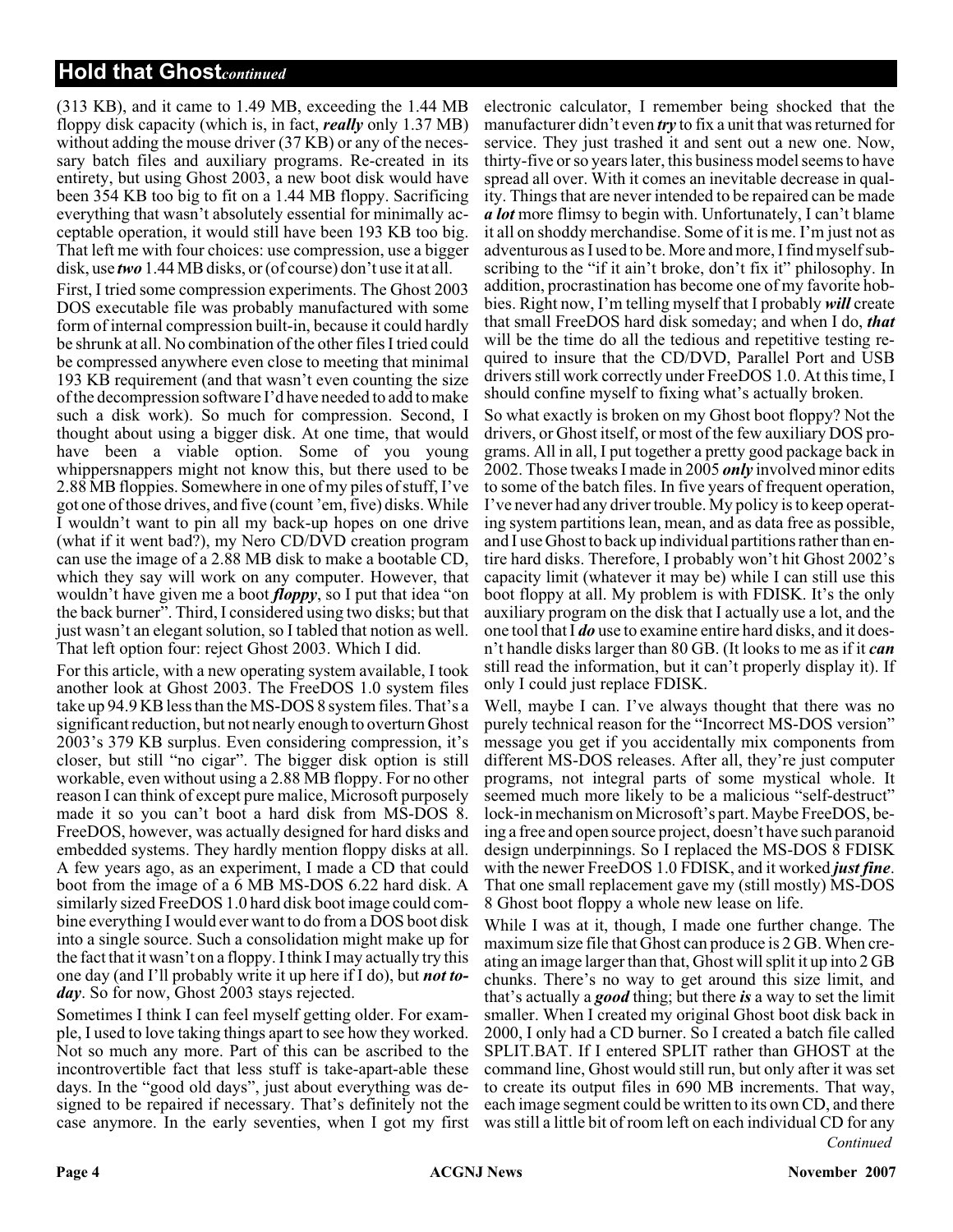## Hold that Ghost *continued*

(313 KB), and it came to 1.49 MB, exceeding the 1.44 MB floppy disk capacity (which is, in fact, ***really*** only 1.37 MB) without adding the mouse driver (37 KB) or any of the necessary batch files and auxiliary programs. Re-created in its entirety, but using Ghost 2003, a new boot disk would have been 354 KB too big to fit on a 1.44 MB floppy. Sacrificing everything that wasn't absolutely essential for minimally acceptable operation, it would still have been 193 KB too big. That left me with four choices: use compression, use a bigger disk, use ***two*** 1.44 MB disks, or (of course) don't use it at all.

First, I tried some compression experiments. The Ghost 2003 DOS executable file was probably manufactured with some form of internal compression built-in, because it could hardly be shrunk at all. No combination of the other files I tried could be compressed anywhere even close to meeting that minimal 193 KB requirement (and that wasn't even counting the size of the decompression software I'd have needed to add to make such a disk work). So much for compression. Second, I thought about using a bigger disk. At one time, that would have been a viable option. Some of you young whippersnappers might not know this, but there used to be 2.88 MB floppies. Somewhere in one of my piles of stuff, I've got one of those drives, and five (count 'em, five) disks. While I wouldn't want to pin all my back-up hopes on one drive (what if it went bad?), my Nero CD/DVD creation program can use the image of a 2.88 MB disk to make a bootable CD, which they say will work on any computer. However, that wouldn't have given me a boot ***floppy***, so I put that idea "on the back burner". Third, I considered using two disks; but that just wasn't an elegant solution, so I tabled that notion as well. That left option four: reject Ghost 2003. Which I did.

For this article, with a new operating system available, I took another look at Ghost 2003. The FreeDOS 1.0 system files take up 94.9 KB less than the MS-DOS 8 system files. That's a significant reduction, but not nearly enough to overturn Ghost 2003's 379 KB surplus. Even considering compression, it's closer, but still "no cigar". The bigger disk option is still workable, even without using a 2.88 MB floppy. For no other reason I can think of except pure malice, Microsoft purposely made it so you can't boot a hard disk from MS-DOS 8. FreeDOS, however, was actually designed for hard disks and embedded systems. They hardly mention floppy disks at all. A few years ago, as an experiment, I made a CD that could boot from the image of a 6 MB MS-DOS 6.22 hard disk. A similarly sized FreeDOS 1.0 hard disk boot image could combine everything I would ever want to do from a DOS boot disk into a single source. Such a consolidation might make up for the fact that it wasn't on a floppy. I think I may actually try this one day (and I'll probably write it up here if I do), but ***not today***. So for now, Ghost 2003 stays rejected.

Sometimes I think I can feel myself getting older. For example, I used to love taking things apart to see how they worked. Not so much any more. Part of this can be ascribed to the incontrovertible fact that less stuff is take-apart-able these days. In the "good old days", just about everything was designed to be repaired if necessary. That's definitely not the case anymore. In the early seventies, when I got my first electronic calculator, I remember being shocked that the manufacturer didn't even ***try*** to fix a unit that was returned for service. They just trashed it and sent out a new one. Now, thirty-five or so years later, this business model seems to have spread all over. With it comes an inevitable decrease in quality. Things that are never intended to be repaired can be made ***a lot*** more flimsy to begin with. Unfortunately, I can't blame it all on shoddy merchandise. Some of it is me. I'm just not as adventurous as I used to be. More and more, I find myself subscribing to the "if it ain't broke, don't fix it" philosophy. In addition, procrastination has become one of my favorite hobbies. Right now, I'm telling myself that I probably ***will*** create that small FreeDOS hard disk someday; and when I do, ***that*** will be the time do all the tedious and repetitive testing required to insure that the CD/DVD, Parallel Port and USB drivers still work correctly under FreeDOS 1.0. At this time, I should confine myself to fixing what's actually broken.

So what exactly is broken on my Ghost boot floppy? Not the drivers, or Ghost itself, or most of the few auxiliary DOS programs. All in all, I put together a pretty good package back in 2002. Those tweaks I made in 2005 ***only*** involved minor edits to some of the batch files. In five years of frequent operation, I've never had any driver trouble. My policy is to keep operating system partitions lean, mean, and as data free as possible, and I use Ghost to back up individual partitions rather than entire hard disks. Therefore, I probably won't hit Ghost 2002's capacity limit (whatever it may be) while I can still use this boot floppy at all. My problem is with FDISK. It's the only auxiliary program on the disk that I actually use a lot, and the one tool that I ***do*** use to examine entire hard disks, and it doesn't handle disks larger than 80 GB. (It looks to me as if it ***can*** still read the information, but it can't properly display it). If only I could just replace FDISK.

Well, maybe I can. I've always thought that there was no purely technical reason for the "Incorrect MS-DOS version" message you get if you accidentally mix components from different MS-DOS releases. After all, they're just computer programs, not integral parts of some mystical whole. It seemed much more likely to be a malicious "self-destruct" lock-in mechanism on Microsoft's part. Maybe FreeDOS, being a free and open source project, doesn't have such paranoid design underpinnings. So I replaced the MS-DOS 8 FDISK with the newer FreeDOS 1.0 FDISK, and it worked ***just fine***. That one small replacement gave my (still mostly) MS-DOS 8 Ghost boot floppy a whole new lease on life.

While I was at it, though, I made one further change. The maximum size file that Ghost can produce is 2 GB. When creating an image larger than that, Ghost will split it up into 2 GB chunks. There's no way to get around this size limit, and that's actually a ***good*** thing; but there ***is*** a way to set the limit smaller. When I created my original Ghost boot disk back in 2000, I only had a CD burner. So I created a batch file called SPLIT.BAT. If I entered SPLIT rather than GHOST at the command line, Ghost would still run, but only after it was set to create its output files in 690 MB increments. That way, each image segment could be written to its own CD, and there was still a little bit of room left on each individual CD for any

*Continued*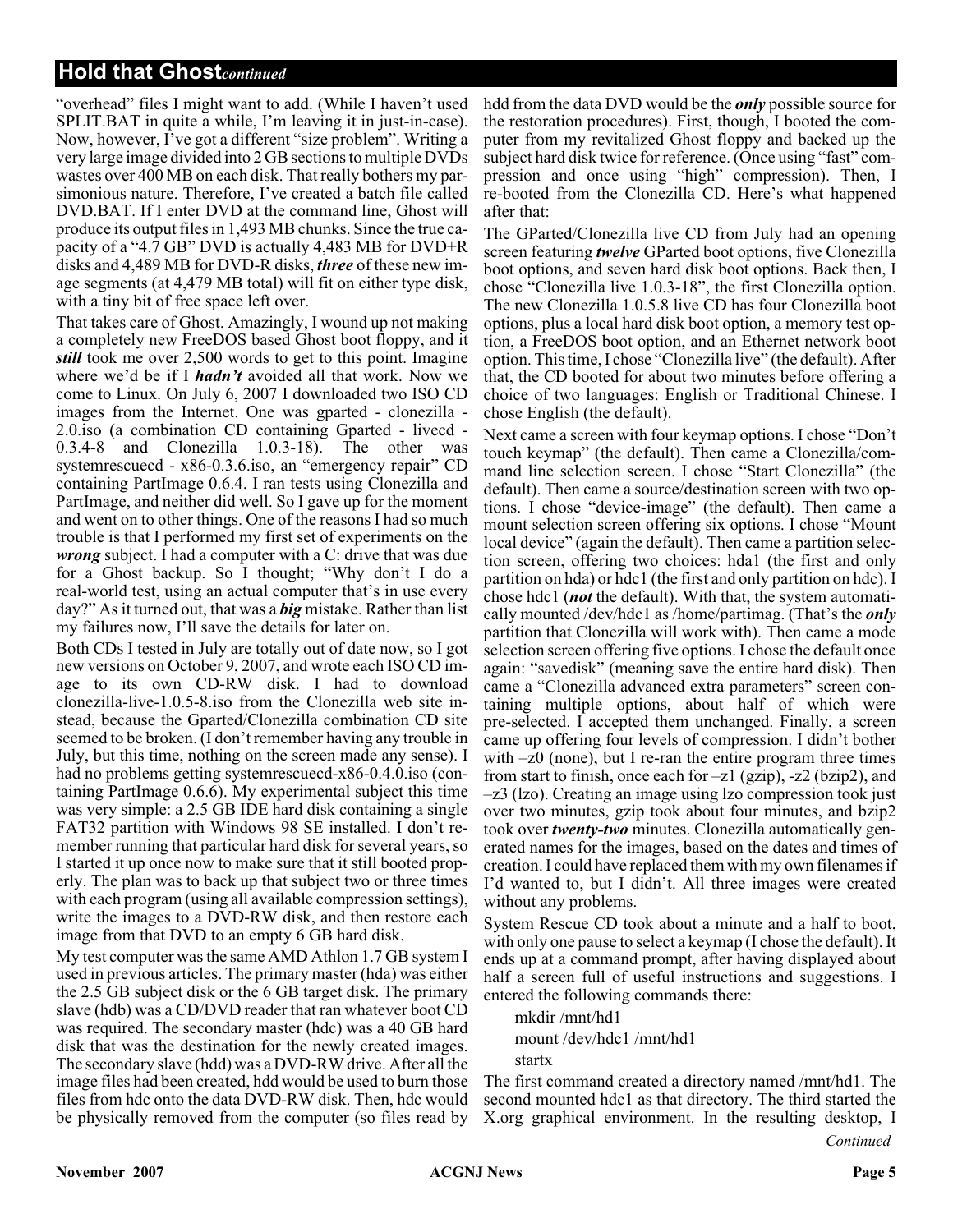## Hold that Ghost *continued*

"overhead" files I might want to add. (While I haven't used SPLIT.BAT in quite a while, I'm leaving it in just-in-case). Now, however, I've got a different "size problem". Writing a very large image divided into 2 GB sections to multiple DVDs wastes over 400 MB on each disk. That really bothers my parsimonious nature. Therefore, I've created a batch file called DVD.BAT. If I enter DVD at the command line, Ghost will produce its output files in 1,493 MB chunks. Since the true capacity of a "4.7 GB" DVD is actually 4,483 MB for DVD+R disks and 4,489 MB for DVD-R disks, ***three*** of these new image segments (at 4,479 MB total) will fit on either type disk, with a tiny bit of free space left over.

That takes care of Ghost. Amazingly, I wound up not making a completely new FreeDOS based Ghost boot floppy, and it ***still*** took me over 2,500 words to get to this point. Imagine where we'd be if I ***hadn't*** avoided all that work. Now we come to Linux. On July 6, 2007 I downloaded two ISO CD images from the Internet. One was gparted - clonezilla - 2.0.iso (a combination CD containing Gparted - livecd - 0.3.4-8 and Clonezilla 1.0.3-18). The other was systemrescuecd - x86-0.3.6.iso, an "emergency repair" CD containing PartImage 0.6.4. I ran tests using Clonezilla and PartImage, and neither did well. So I gave up for the moment and went on to other things. One of the reasons I had so much trouble is that I performed my first set of experiments on the ***wrong*** subject. I had a computer with a C: drive that was due for a Ghost backup. So I thought; "Why don't I do a real-world test, using an actual computer that's in use every day?" As it turned out, that was a ***big*** mistake. Rather than list my failures now, I'll save the details for later on.

Both CDs I tested in July are totally out of date now, so I got new versions on October 9, 2007, and wrote each ISO CD image to its own CD-RW disk. I had to download clonezilla-live-1.0.5-8.iso from the Clonezilla web site instead, because the Gparted/Clonezilla combination CD site seemed to be broken. (I don't remember having any trouble in July, but this time, nothing on the screen made any sense). I had no problems getting systemrescuecd-x86-0.4.0.iso (containing PartImage 0.6.6). My experimental subject this time was very simple: a 2.5 GB IDE hard disk containing a single FAT32 partition with Windows 98 SE installed. I don't remember running that particular hard disk for several years, so I started it up once now to make sure that it still booted properly. The plan was to back up that subject two or three times with each program (using all available compression settings), write the images to a DVD-RW disk, and then restore each image from that DVD to an empty 6 GB hard disk.

My test computer was the same AMD Athlon 1.7 GB system I used in previous articles. The primary master (hda) was either the 2.5 GB subject disk or the 6 GB target disk. The primary slave (hdb) was a CD/DVD reader that ran whatever boot CD was required. The secondary master (hdc) was a 40 GB hard disk that was the destination for the newly created images. The secondary slave (hdd) was a DVD-RW drive. After all the image files had been created, hdd would be used to burn those files from hdc onto the data DVD-RW disk. Then, hdc would be physically removed from the computer (so files read by hdd from the data DVD would be the ***only*** possible source for the restoration procedures). First, though, I booted the computer from my revitalized Ghost floppy and backed up the subject hard disk twice for reference. (Once using "fast" compression and once using "high" compression). Then, I re-booted from the Clonezilla CD. Here's what happened after that:

The GParted/Clonezilla live CD from July had an opening screen featuring ***twelve*** GParted boot options, five Clonezilla boot options, and seven hard disk boot options. Back then, I chose "Clonezilla live 1.0.3-18", the first Clonezilla option. The new Clonezilla 1.0.5.8 live CD has four Clonezilla boot options, plus a local hard disk boot option, a memory test option, a FreeDOS boot option, and an Ethernet network boot option. This time, I chose "Clonezilla live" (the default). After that, the CD booted for about two minutes before offering a choice of two languages: English or Traditional Chinese. I chose English (the default).

Next came a screen with four keymap options. I chose "Don't touch keymap" (the default). Then came a Clonezilla/command line selection screen. I chose "Start Clonezilla" (the default). Then came a source/destination screen with two options. I chose "device-image" (the default). Then came a mount selection screen offering six options. I chose "Mount local device" (again the default). Then came a partition selection screen, offering two choices: hda1 (the first and only partition on hda) or hdc1 (the first and only partition on hdc). I chose hdc1 (***not*** the default). With that, the system automatically mounted /dev/hdc1 as /home/partimag. (That's the ***only*** partition that Clonezilla will work with). Then came a mode selection screen offering five options. I chose the default once again: "savedisk" (meaning save the entire hard disk). Then came a "Clonezilla advanced extra parameters" screen containing multiple options, about half of which were pre-selected. I accepted them unchanged. Finally, a screen came up offering four levels of compression. I didn't bother with –z0 (none), but I re-ran the entire program three times from start to finish, once each for –z1 (gzip), -z2 (bzip2), and –z3 (lzo). Creating an image using lzo compression took just over two minutes, gzip took about four minutes, and bzip2 took over ***twenty-two*** minutes. Clonezilla automatically generated names for the images, based on the dates and times of creation. I could have replaced them with my own filenames if I'd wanted to, but I didn't. All three images were created without any problems.

System Rescue CD took about a minute and a half to boot, with only one pause to select a keymap (I chose the default). It ends up at a command prompt, after having displayed about half a screen full of useful instructions and suggestions. I entered the following commands there:

```
mkdir /mnt/hd1
mount /dev/hdc1 /mnt/hd1
startx
```

The first command created a directory named /mnt/hd1. The second mounted hdc1 as that directory. The third started the X.org graphical environment. In the resulting desktop, I

*Continued*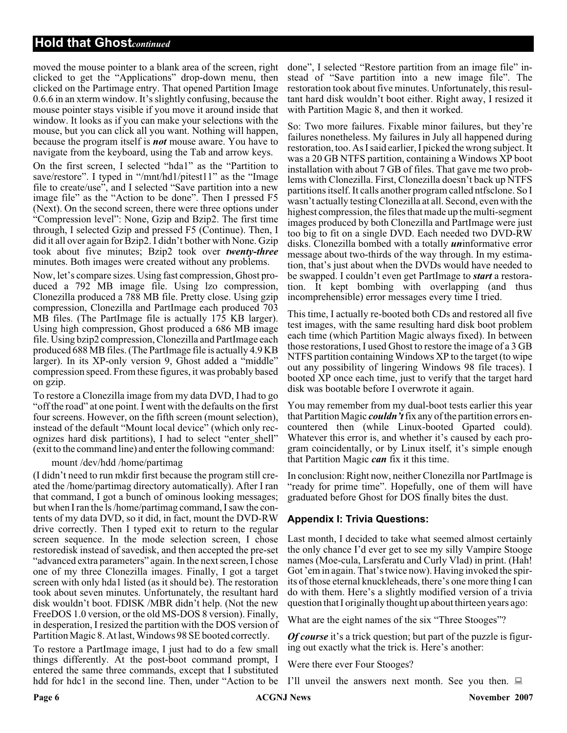## Hold that Ghost*continued*

moved the mouse pointer to a blank area of the screen, right clicked to get the "Applications" drop-down menu, then clicked on the Partimage entry. That opened Partition Image 0.6.6 in an xterm window. It's slightly confusing, because the mouse pointer stays visible if you move it around inside that window. It looks as if you can make your selections with the mouse, but you can click all you want. Nothing will happen, because the program itself is ***not*** mouse aware. You have to navigate from the keyboard, using the Tab and arrow keys.

On the first screen, I selected "hda1" as the "Partition to save/restore". I typed in "/mnt/hd1/pitest11" as the "Image file to create/use", and I selected "Save partition into a new image file" as the "Action to be done". Then I pressed F5 (Next). On the second screen, there were three options under "Compression level": None, Gzip and Bzip2. The first time through, I selected Gzip and pressed F5 (Continue). Then, I did it all over again for Bzip2. I didn't bother with None. Gzip took about five minutes; Bzip2 took over ***twenty-three*** minutes. Both images were created without any problems.

Now, let's compare sizes. Using fast compression, Ghost produced a 792 MB image file. Using lzo compression, Clonezilla produced a 788 MB file. Pretty close. Using gzip compression, Clonezilla and PartImage each produced 703 MB files. (The PartImage file is actually 175 KB larger). Using high compression, Ghost produced a 686 MB image file. Using bzip2 compression, Clonezilla and PartImage each produced 688 MB files. (The PartImage file is actually 4.9 KB larger). In its XP-only version 9, Ghost added a "middle" compression speed. From these figures, it was probably based on gzip.

To restore a Clonezilla image from my data DVD, I had to go "off the road" at one point. I went with the defaults on the first four screens. However, on the fifth screen (mount selection), instead of the default "Mount local device" (which only recognizes hard disk partitions), I had to select "enter_shell" (exit to the command line) and enter the following command:

```
mount /dev/hdd /home/partimag
```

(I didn't need to run mkdir first because the program still created the /home/partimag directory automatically). After I ran that command, I got a bunch of ominous looking messages; but when I ran the ls /home/partimag command, I saw the contents of my data DVD, so it did, in fact, mount the DVD-RW drive correctly. Then I typed exit to return to the regular screen sequence. In the mode selection screen, I chose restoredisk instead of savedisk, and then accepted the preset "advanced extra parameters" again. In the next screen, I chose one of my three Clonezilla images. Finally, I got a target screen with only hda1 listed (as it should be). The restoration took about seven minutes. Unfortunately, the resultant hard disk wouldn't boot. FDISK /MBR didn't help. (Not the new FreeDOS 1.0 version, or the old MS-DOS 8 version). Finally, in desperation, I resized the partition with the DOS version of Partition Magic 8. At last, Windows 98 SE booted correctly.

To restore a PartImage image, I just had to do a few small things differently. At the post-boot command prompt, I entered the same three commands, except that I substituted hdd for hdc1 in the second line. Then, under "Action to be done", I selected "Restore partition from an image file" instead of "Save partition into a new image file". The restoration took about five minutes. Unfortunately, this resultant hard disk wouldn't boot either. Right away, I resized it with Partition Magic 8, and then it worked.

So: Two more failures. Fixable minor failures, but they're failures nonetheless. My failures in July all happened during restoration, too. As I said earlier, I picked the wrong subject. It was a 20 GB NTFS partition, containing a Windows XP boot installation with about 7 GB of files. That gave me two problems with Clonezilla. First, Clonezilla doesn't back up NTFS partitions itself. It calls another program called ntfsclone. So I wasn't actually testing Clonezilla at all. Second, even with the highest compression, the files that made up the multi-segment images produced by both Clonezilla and PartImage were just too big to fit on a single DVD. Each needed two DVD-RW disks. Clonezilla bombed with a totally ***un***informative error message about two-thirds of the way through. In my estimation, that's just about when the DVDs would have needed to be swapped. I couldn't even get PartImage to ***start*** a restoration. It kept bombing with overlapping (and thus incomprehensible) error messages every time I tried.

This time, I actually re-booted both CDs and restored all five test images, with the same resulting hard disk boot problem each time (which Partition Magic always fixed). In between those restorations, I used Ghost to restore the image of a 3 GB NTFS partition containing Windows XP to the target (to wipe out any possibility of lingering Windows 98 file traces). I booted XP once each time, just to verify that the target hard disk was bootable before I overwrote it again.

You may remember from my dual-boot tests earlier this year that Partition Magic ***couldn't*** fix any of the partition errors encountered then (while Linux-booted Gparted could). Whatever this error is, and whether it's caused by each program coincidentally, or by Linux itself, it's simple enough that Partition Magic ***can*** fix it this time.

In conclusion: Right now, neither Clonezilla nor PartImage is "ready for prime time". Hopefully, one of them will have graduated before Ghost for DOS finally bites the dust.

### Appendix I: Trivia Questions:

Last month, I decided to take what seemed almost certainly the only chance I'd ever get to see my silly Vampire Stooge names (Moe-cula, Larsferatu and Curly Vlad) in print. (Hah! Got 'em in again. That's twice now). Having invoked the spirits of those eternal knuckleheads, there's one more thing I can do with them. Here's a slightly modified version of a trivia question that I originally thought up about thirteen years ago:

What are the eight names of the six "Three Stooges"?

***Of course*** it's a trick question; but part of the puzzle is figuring out exactly what the trick is. Here's another:

Were there ever Four Stooges?

I'll unveil the answers next month. See you then.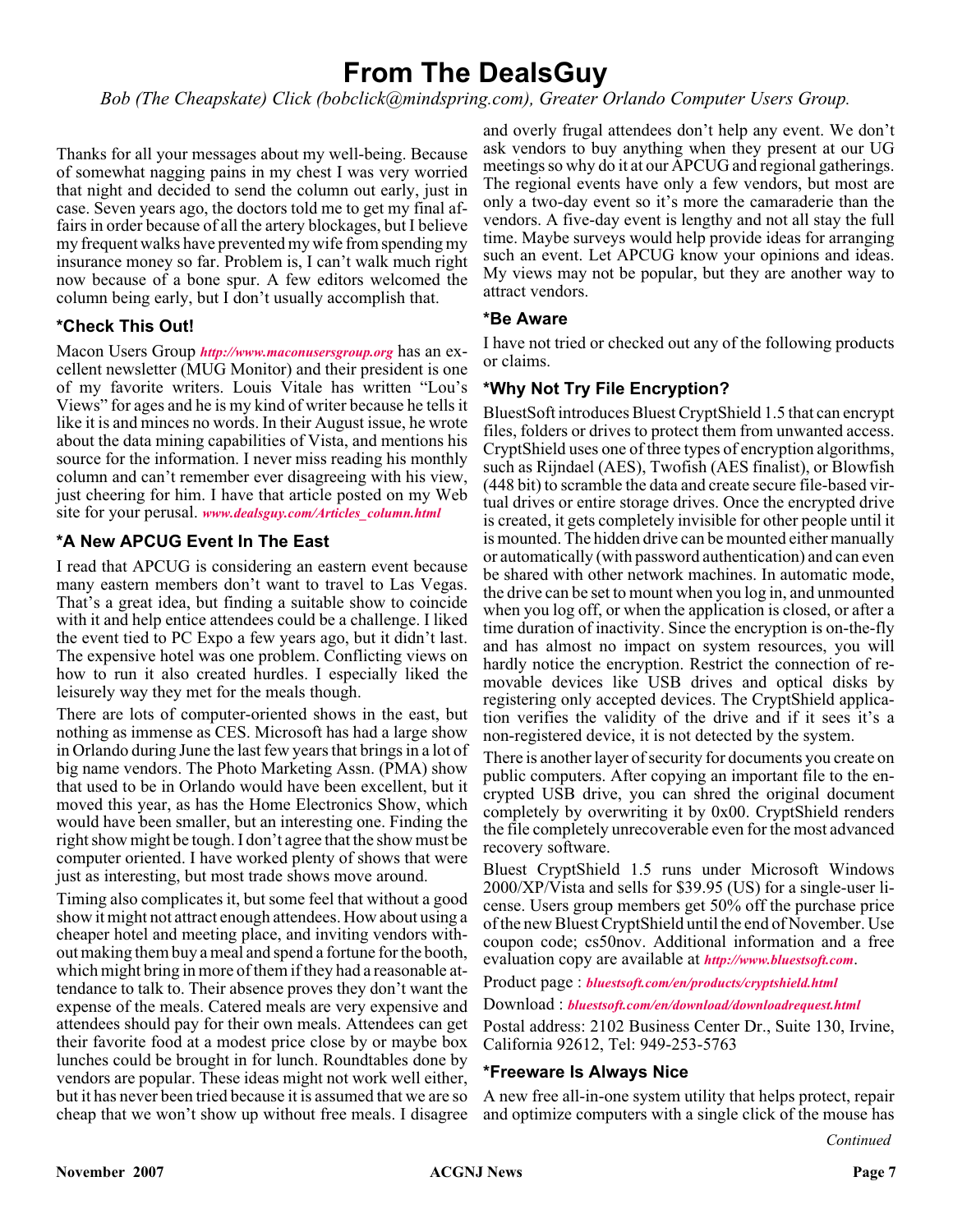# From The DealsGuy

*Bob (The Cheapskate) Click (bobclick@mindspring.com), Greater Orlando Computer Users Group.*

Thanks for all your messages about my well-being. Because of somewhat nagging pains in my chest I was very worried that night and decided to send the column out early, just in case. Seven years ago, the doctors told me to get my final affairs in order because of all the artery blockages, but I believe my frequent walks have prevented my wife from spending my insurance money so far. Problem is, I can't walk much right now because of a bone spur. A few editors welcomed the column being early, but I don't usually accomplish that.

### *Check This Out!

Macon Users Group ***http://www.maconusersgroup.org*** has an excellent newsletter (MUG Monitor) and their president is one of my favorite writers. Louis Vitale has written "Lou's Views" for ages and he is my kind of writer because he tells it like it is and minces no words. In their August issue, he wrote about the data mining capabilities of Vista, and mentions his source for the information. I never miss reading his monthly column and can't remember ever disagreeing with his view, just cheering for him. I have that article posted on my Web site for your perusal. ***www.dealsguy.com/Articles_column.html***

### *A New APCUG Event In The East

I read that APCUG is considering an eastern event because many eastern members don't want to travel to Las Vegas. That's a great idea, but finding a suitable show to coincide with it and help entice attendees could be a challenge. I liked the event tied to PC Expo a few years ago, but it didn't last. The expensive hotel was one problem. Conflicting views on how to run it also created hurdles. I especially liked the leisurely way they met for the meals though.

There are lots of computer-oriented shows in the east, but nothing as immense as CES. Microsoft has had a large show in Orlando during June the last few years that brings in a lot of big name vendors. The Photo Marketing Assn. (PMA) show that used to be in Orlando would have been excellent, but it moved this year, as has the Home Electronics Show, which would have been smaller, but an interesting one. Finding the right show might be tough. I don't agree that the show must be computer oriented. I have worked plenty of shows that were just as interesting, but most trade shows move around.

Timing also complicates it, but some feel that without a good show it might not attract enough attendees. How about using a cheaper hotel and meeting place, and inviting vendors without making them buy a meal and spend a fortune for the booth, which might bring in more of them if they had a reasonable attendance to talk to. Their absence proves they don't want the expense of the meals. Catered meals are very expensive and attendees should pay for their own meals. Attendees can get their favorite food at a modest price close by or maybe box lunches could be brought in for lunch. Roundtables done by vendors are popular. These ideas might not work well either, but it has never been tried because it is assumed that we are so cheap that we won't show up without free meals. I disagree and overly frugal attendees don't help any event. We don't ask vendors to buy anything when they present at our UG meetings so why do it at our APCUG and regional gatherings. The regional events have only a few vendors, but most are only a two-day event so it's more the camaraderie than the vendors. A five-day event is lengthy and not all stay the full time. Maybe surveys would help provide ideas for arranging such an event. Let APCUG know your opinions and ideas. My views may not be popular, but they are another way to attract vendors.

### *Be Aware

I have not tried or checked out any of the following products or claims.

### *Why Not Try File Encryption?

BluestSoft introduces Bluest CryptShield 1.5 that can encrypt files, folders or drives to protect them from unwanted access. CryptShield uses one of three types of encryption algorithms, such as Rijndael (AES), Twofish (AES finalist), or Blowfish (448 bit) to scramble the data and create secure file-based virtual drives or entire storage drives. Once the encrypted drive is created, it gets completely invisible for other people until it is mounted. The hidden drive can be mounted either manually or automatically (with password authentication) and can even be shared with other network machines. In automatic mode, the drive can be set to mount when you log in, and unmounted when you log off, or when the application is closed, or after a time duration of inactivity. Since the encryption is on-the-fly and has almost no impact on system resources, you will hardly notice the encryption. Restrict the connection of removable devices like USB drives and optical disks by registering only accepted devices. The CryptShield application verifies the validity of the drive and if it sees it's a non-registered device, it is not detected by the system.

There is another layer of security for documents you create on public computers. After copying an important file to the encrypted USB drive, you can shred the original document completely by overwriting it by 0x00. CryptShield renders the file completely unrecoverable even for the most advanced recovery software.

Bluest CryptShield 1.5 runs under Microsoft Windows 2000/XP/Vista and sells for $39.95 (US) for a single-user license. Users group members get 50% off the purchase price of the new Bluest CryptShield until the end of November. Use coupon code; cs50nov. Additional information and a free evaluation copy are available at ***http://www.bluestsoft.com***.

Product page : ***bluestsoft.com/en/products/cryptshield.html***

Download : ***bluestsoft.com/en/download/downloadrequest.html***

Postal address: 2102 Business Center Dr., Suite 130, Irvine, California 92612, Tel: 949-253-5763

### *Freeware Is Always Nice

A new free all-in-one system utility that helps protect, repair and optimize computers with a single click of the mouse has

*Continued*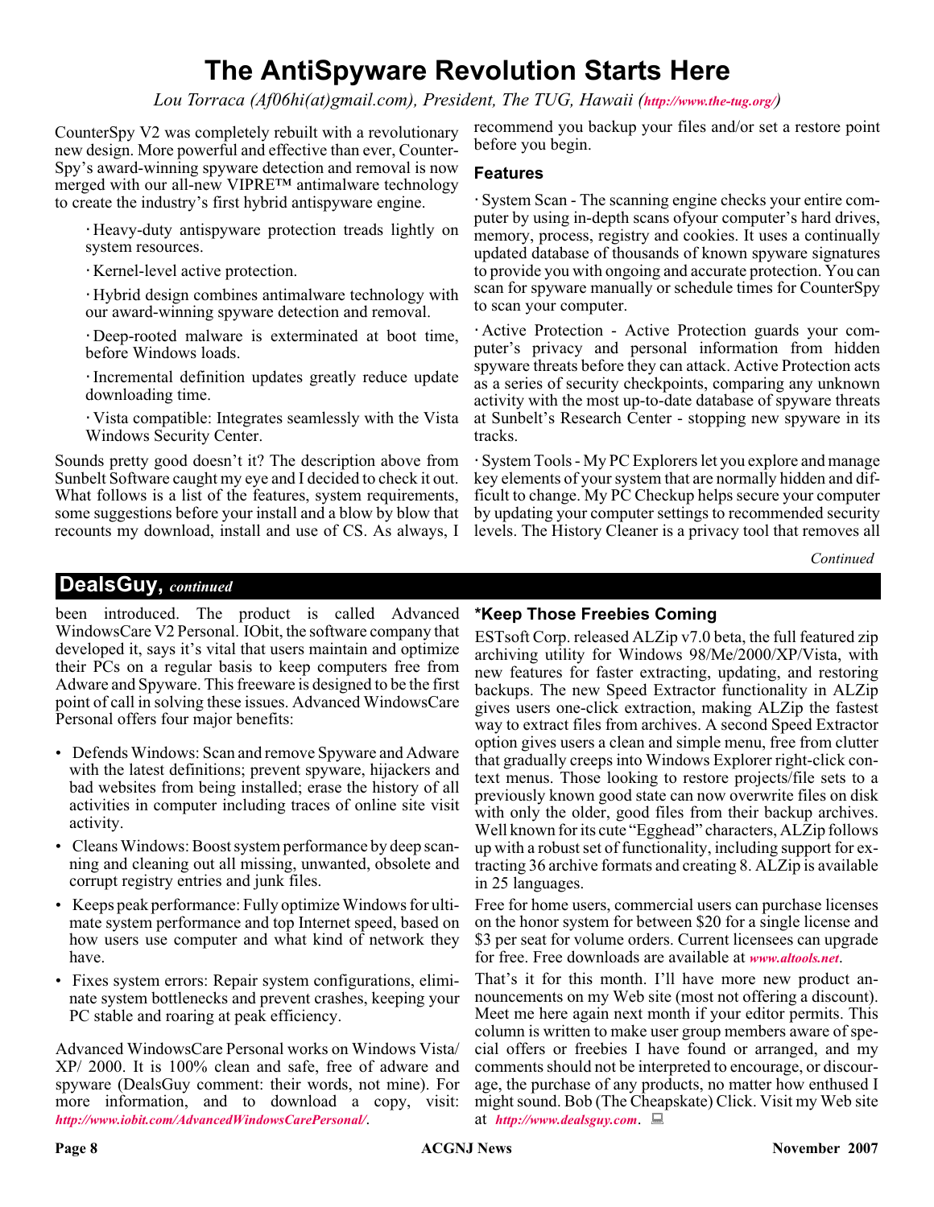# The AntiSpyware Revolution Starts Here

*Lou Torraca (Af06hi(at)gmail.com), President, The TUG, Hawaii (http://www.the-tug.org/)*

CounterSpy V2 was completely rebuilt with a revolutionary new design. More powerful and effective than ever, CounterSpy's award-winning spyware detection and removal is now merged with our all-new VIPRE™ antimalware technology to create the industry's first hybrid antispyware engine.

· Heavy-duty antispyware protection treads lightly on system resources.

· Kernel-level active protection.

· Hybrid design combines antimalware technology with our award-winning spyware detection and removal.

· Deep-rooted malware is exterminated at boot time, before Windows loads.

· Incremental definition updates greatly reduce update downloading time.

· Vista compatible: Integrates seamlessly with the Vista Windows Security Center.

Sounds pretty good doesn't it? The description above from Sunbelt Software caught my eye and I decided to check it out. What follows is a list of the features, system requirements, some suggestions before your install and a blow by blow that recounts my download, install and use of CS. As always, I recommend you backup your files and/or set a restore point before you begin.

### Features

· System Scan - The scanning engine checks your entire computer by using in-depth scans ofyour computer's hard drives, memory, process, registry and cookies. It uses a continually updated database of thousands of known spyware signatures to provide you with ongoing and accurate protection. You can scan for spyware manually or schedule times for CounterSpy to scan your computer.

· Active Protection - Active Protection guards your computer's privacy and personal information from hidden spyware threats before they can attack. Active Protection acts as a series of security checkpoints, comparing any unknown activity with the most up-to-date database of spyware threats at Sunbelt's Research Center - stopping new spyware in its tracks.

· System Tools - My PC Explorers let you explore and manage key elements of your system that are normally hidden and difficult to change. My PC Checkup helps secure your computer by updating your computer settings to recommended security levels. The History Cleaner is a privacy tool that removes all

*Continued*

## DealsGuy, *continued*

been introduced. The product is called Advanced WindowsCare V2 Personal. IObit, the software company that developed it, says it's vital that users maintain and optimize their PCs on a regular basis to keep computers free from Adware and Spyware. This freeware is designed to be the first point of call in solving these issues. Advanced WindowsCare Personal offers four major benefits:

- Defends Windows: Scan and remove Spyware and Adware with the latest definitions; prevent spyware, hijackers and bad websites from being installed; erase the history of all activities in computer including traces of online site visit activity.
- Cleans Windows: Boost system performance by deep scanning and cleaning out all missing, unwanted, obsolete and corrupt registry entries and junk files.
- Keeps peak performance: Fully optimize Windows for ultimate system performance and top Internet speed, based on how users use computer and what kind of network they have.
- Fixes system errors: Repair system configurations, eliminate system bottlenecks and prevent crashes, keeping your PC stable and roaring at peak efficiency.

Advanced WindowsCare Personal works on Windows Vista/ XP/ 2000. It is 100% clean and safe, free of adware and spyware (DealsGuy comment: their words, not mine). For more information, and to download a copy, visit: *http://www.iobit.com/AdvancedWindowsCarePersonal/*.

### *Keep Those Freebies Coming

ESTsoft Corp. released ALZip v7.0 beta, the full featured zip archiving utility for Windows 98/Me/2000/XP/Vista, with new features for faster extracting, updating, and restoring backups. The new Speed Extractor functionality in ALZip gives users one-click extraction, making ALZip the fastest way to extract files from archives. A second Speed Extractor option gives users a clean and simple menu, free from clutter that gradually creeps into Windows Explorer right-click context menus. Those looking to restore projects/file sets to a previously known good state can now overwrite files on disk with only the older, good files from their backup archives. Well known for its cute "Egghead" characters, ALZip follows up with a robust set of functionality, including support for extracting 36 archive formats and creating 8. ALZip is available in 25 languages.

Free for home users, commercial users can purchase licenses on the honor system for between $20 for a single license and $3 per seat for volume orders. Current licensees can upgrade for free. Free downloads are available at *www.altools.net*.

That's it for this month. I'll have more new product announcements on my Web site (most not offering a discount). Meet me here again next month if your editor permits. This column is written to make user group members aware of special offers or freebies I have found or arranged, and my comments should not be interpreted to encourage, or discourage, the purchase of any products, no matter how enthused I might sound. Bob (The Cheapskate) Click. Visit my Web site at *http://www.dealsguy.com*.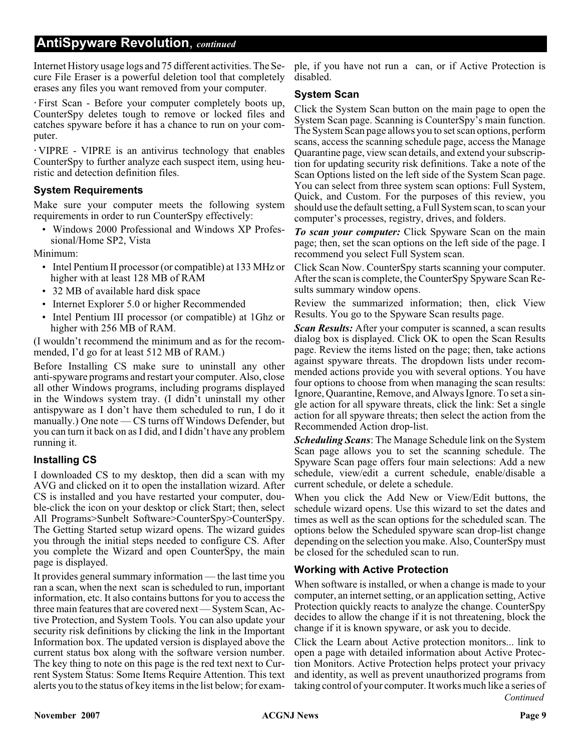## AntiSpyware Revolution, *continued*

Internet History usage logs and 75 different activities. The Secure File Eraser is a powerful deletion tool that completely erases any files you want removed from your computer.

· First Scan - Before your computer completely boots up, CounterSpy deletes tough to remove or locked files and catches spyware before it has a chance to run on your computer.

· VIPRE - VIPRE is an antivirus technology that enables CounterSpy to further analyze each suspect item, using heuristic and detection definition files.

### System Requirements

Make sure your computer meets the following system requirements in order to run CounterSpy effectively:

- Windows 2000 Professional and Windows XP Professional/Home SP2, Vista

Minimum:

- Intel Pentium II processor (or compatible) at 133 MHz or higher with at least 128 MB of RAM
- 32 MB of available hard disk space
- Internet Explorer 5.0 or higher Recommended
- Intel Pentium III processor (or compatible) at 1Ghz or higher with 256 MB of RAM.

(I wouldn't recommend the minimum and as for the recommended, I'd go for at least 512 MB of RAM.)

Before Installing CS make sure to uninstall any other anti-spyware programs and restart your computer. Also, close all other Windows programs, including programs displayed in the Windows system tray. (I didn't uninstall my other antispyware as I don't have them scheduled to run, I do it manually.) One note — CS turns off Windows Defender, but you can turn it back on as I did, and I didn't have any problem running it.

### Installing CS

I downloaded CS to my desktop, then did a scan with my AVG and clicked on it to open the installation wizard. After CS is installed and you have restarted your computer, double-click the icon on your desktop or click Start; then, select All Programs>Sunbelt Software>CounterSpy>CounterSpy. The Getting Started setup wizard opens. The wizard guides you through the initial steps needed to configure CS. After you complete the Wizard and open CounterSpy, the main page is displayed.

It provides general summary information — the last time you ran a scan, when the next scan is scheduled to run, important information, etc. It also contains buttons for you to access the three main features that are covered next — System Scan, Active Protection, and System Tools. You can also update your security risk definitions by clicking the link in the Important Information box. The updated version is displayed above the current status box along with the software version number. The key thing to note on this page is the red text next to Current System Status: Some Items Require Attention. This text alerts you to the status of key items in the list below; for example, if you have not run a can, or if Active Protection is disabled.

### System Scan

Click the System Scan button on the main page to open the System Scan page. Scanning is CounterSpy's main function. The System Scan page allows you to set scan options, perform scans, access the scanning schedule page, access the Manage Quarantine page, view scan details, and extend your subscription for updating security risk definitions. Take a note of the Scan Options listed on the left side of the System Scan page. You can select from three system scan options: Full System, Quick, and Custom. For the purposes of this review, you should use the default setting, a Full System scan, to scan your computer's processes, registry, drives, and folders.

***To scan your computer:*** Click Spyware Scan on the main page; then, set the scan options on the left side of the page. I recommend you select Full System scan.

Click Scan Now. CounterSpy starts scanning your computer. After the scan is complete, the CounterSpy Spyware Scan Results summary window opens.

Review the summarized information; then, click View Results. You go to the Spyware Scan results page.

***Scan Results:*** After your computer is scanned, a scan results dialog box is displayed. Click OK to open the Scan Results page. Review the items listed on the page; then, take actions against spyware threats. The dropdown lists under recommended actions provide you with several options. You have four options to choose from when managing the scan results: Ignore, Quarantine, Remove, and Always Ignore. To set a single action for all spyware threats, click the link: Set a single action for all spyware threats; then select the action from the Recommended Action drop-list.

***Scheduling Scans***: The Manage Schedule link on the System Scan page allows you to set the scanning schedule. The Spyware Scan page offers four main selections: Add a new schedule, view/edit a current schedule, enable/disable a current schedule, or delete a schedule.

When you click the Add New or View/Edit buttons, the schedule wizard opens. Use this wizard to set the dates and times as well as the scan options for the scheduled scan. The options below the Scheduled spyware scan drop-list change depending on the selection you make. Also, CounterSpy must be closed for the scheduled scan to run.

### Working with Active Protection

When software is installed, or when a change is made to your computer, an internet setting, or an application setting, Active Protection quickly reacts to analyze the change. CounterSpy decides to allow the change if it is not threatening, block the change if it is known spyware, or ask you to decide.

Click the Learn about Active protection monitors... link to open a page with detailed information about Active Protection Monitors. Active Protection helps protect your privacy and identity, as well as prevent unauthorized programs from taking control of your computer. It works much like a series of

*Continued*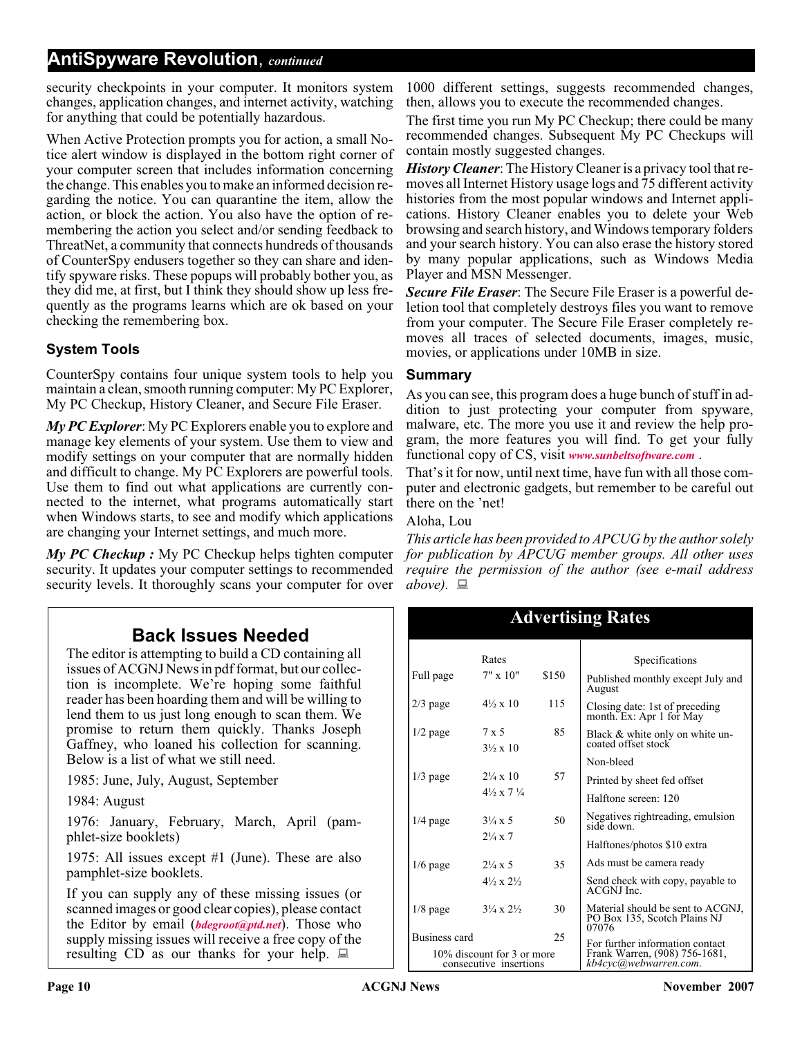## AntiSpyware Revolution, *continued*

security checkpoints in your computer. It monitors system changes, application changes, and internet activity, watching for anything that could be potentially hazardous.

When Active Protection prompts you for action, a small Notice alert window is displayed in the bottom right corner of your computer screen that includes information concerning the change. This enables you to make an informed decision regarding the notice. You can quarantine the item, allow the action, or block the action. You also have the option of remembering the action you select and/or sending feedback to ThreatNet, a community that connects hundreds of thousands of CounterSpy endusers together so they can share and identify spyware risks. These popups will probably bother you, as they did me, at first, but I think they should show up less frequently as the programs learns which are ok based on your checking the remembering box.

### System Tools

CounterSpy contains four unique system tools to help you maintain a clean, smooth running computer: My PC Explorer, My PC Checkup, History Cleaner, and Secure File Eraser.

***My PC Explorer***: My PC Explorers enable you to explore and manage key elements of your system. Use them to view and modify settings on your computer that are normally hidden and difficult to change. My PC Explorers are powerful tools. Use them to find out what applications are currently connected to the internet, what programs automatically start when Windows starts, to see and modify which applications are changing your Internet settings, and much more.

***My PC Checkup :*** My PC Checkup helps tighten computer security. It updates your computer settings to recommended security levels. It thoroughly scans your computer for over 1000 different settings, suggests recommended changes, then, allows you to execute the recommended changes.

The first time you run My PC Checkup; there could be many recommended changes. Subsequent My PC Checkups will contain mostly suggested changes.

***History Cleaner***: The History Cleaner is a privacy tool that removes all Internet History usage logs and 75 different activity histories from the most popular windows and Internet applications. History Cleaner enables you to delete your Web browsing and search history, and Windows temporary folders and your search history. You can also erase the history stored by many popular applications, such as Windows Media Player and MSN Messenger.

***Secure File Eraser***: The Secure File Eraser is a powerful deletion tool that completely destroys files you want to remove from your computer. The Secure File Eraser completely removes all traces of selected documents, images, music, movies, or applications under 10MB in size.

### Summary

As you can see, this program does a huge bunch of stuff in addition to just protecting your computer from spyware, malware, etc. The more you use it and review the help program, the more features you will find. To get your fully functional copy of CS, visit *www.sunbeltsoftware.com* .

That's it for now, until next time, have fun with all those computer and electronic gadgets, but remember to be careful out there on the 'net!

Aloha, Lou

*This article has been provided to APCUG by the author solely for publication by APCUG member groups. All other uses require the permission of the author (see e-mail address above).*

## Back Issues Needed

The editor is attempting to build a CD containing all issues of ACGNJ News in pdf format, but our collection is incomplete. We're hoping some faithful reader has been hoarding them and will be willing to lend them to us just long enough to scan them. We promise to return them quickly. Thanks Joseph Gaffney, who loaned his collection for scanning. Below is a list of what we still need.

1985: June, July, August, September

1984: August

1976: January, February, March, April (pamphlet-size booklets)

1975: All issues except #1 (June). These are also pamphlet-size booklets.

If you can supply any of these missing issues (or scanned images or good clear copies), please contact the Editor by email (***bdegroot@ptd.net***). Those who supply missing issues will receive a free copy of the resulting CD as our thanks for your help.

## Advertising Rates

| | Rates | |
|---|---|---|
| Full page | 7" x 10" | $150 |
| 2/3 page | 4½ x 10 | 115 |
| 1/2 page | 7 x 5<br>3½ x 10 | 85 |
| 1/3 page | 2¼ x 10<br>4½ x 7 ¼ | 57 |
| 1/4 page | 3¼ x 5<br>2¼ x 7 | 50 |
| 1/6 page | 2¼ x 5<br>4½ x 2½ | 35 |
| 1/8 page | 3¼ x 2½ | 30 |
| Business card | | 25 |

10% discount for 3 or more consecutive insertions

**Specifications**

- Published monthly except July and August
- Closing date: 1st of preceding month. Ex: Apr 1 for May
- Black & white only on white uncoated offset stock
- Non-bleed
- Printed by sheet fed offset
- Halftone screen: 120
- Negatives rightreading, emulsion side down.
- Halftones/photos $10 extra
- Ads must be camera ready
- Send check with copy, payable to ACGNJ Inc.
- Material should be sent to ACGNJ, PO Box 135, Scotch Plains NJ 07076
- For further information contact Frank Warren, (908) 756-1681, *kb4cyc@webwarren.com*.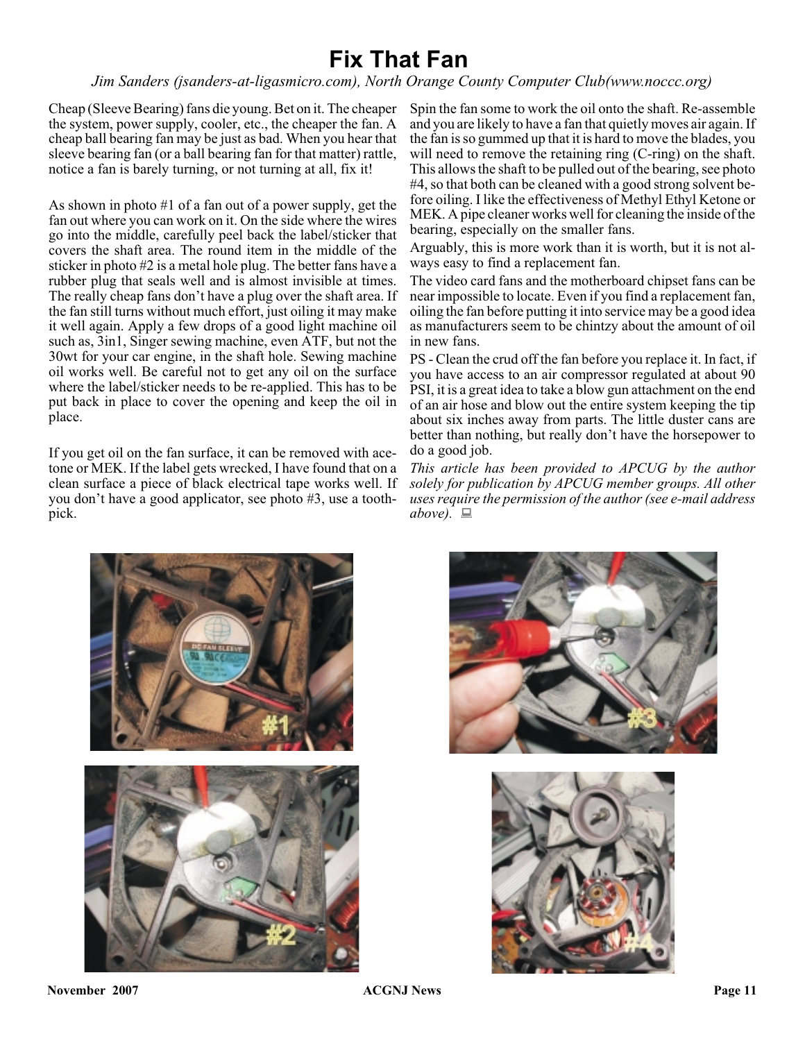# Fix That Fan

*Jim Sanders (jsanders-at-ligasmicro.com), North Orange County Computer Club(www.noccc.org)*

Cheap (Sleeve Bearing) fans die young. Bet on it. The cheaper the system, power supply, cooler, etc., the cheaper the fan. A cheap ball bearing fan may be just as bad. When you hear that sleeve bearing fan (or a ball bearing fan for that matter) rattle, notice a fan is barely turning, or not turning at all, fix it!

As shown in photo #1 of a fan out of a power supply, get the fan out where you can work on it. On the side where the wires go into the middle, carefully peel back the label/sticker that covers the shaft area. The round item in the middle of the sticker in photo #2 is a metal hole plug. The better fans have a rubber plug that seals well and is almost invisible at times. The really cheap fans don't have a plug over the shaft area. If the fan still turns without much effort, just oiling it may make it well again. Apply a few drops of a good light machine oil such as, 3in1, Singer sewing machine, even ATF, but not the 30wt for your car engine, in the shaft hole. Sewing machine oil works well. Be careful not to get any oil on the surface where the label/sticker needs to be re-applied. This has to be put back in place to cover the opening and keep the oil in place.

If you get oil on the fan surface, it can be removed with acetone or MEK. If the label gets wrecked, I have found that on a clean surface a piece of black electrical tape works well. If you don't have a good applicator, see photo #3, use a toothpick.

Spin the fan some to work the oil onto the shaft. Re-assemble and you are likely to have a fan that quietly moves air again. If the fan is so gummed up that it is hard to move the blades, you will need to remove the retaining ring (C-ring) on the shaft. This allows the shaft to be pulled out of the bearing, see photo #4, so that both can be cleaned with a good strong solvent before oiling. I like the effectiveness of Methyl Ethyl Ketone or MEK. A pipe cleaner works well for cleaning the inside of the bearing, especially on the smaller fans.

Arguably, this is more work than it is worth, but it is not always easy to find a replacement fan.

The video card fans and the motherboard chipset fans can be near impossible to locate. Even if you find a replacement fan, oiling the fan before putting it into service may be a good idea as manufacturers seem to be chintzy about the amount of oil in new fans.

PS - Clean the crud off the fan before you replace it. In fact, if you have access to an air compressor regulated at about 90 PSI, it is a great idea to take a blow gun attachment on the end of an air hose and blow out the entire system keeping the tip about six inches away from parts. The little duster cans are better than nothing, but really don't have the horsepower to do a good job.

*This article has been provided to APCUG by the author solely for publication by APCUG member groups. All other uses require the permission of the author (see e-mail address above).*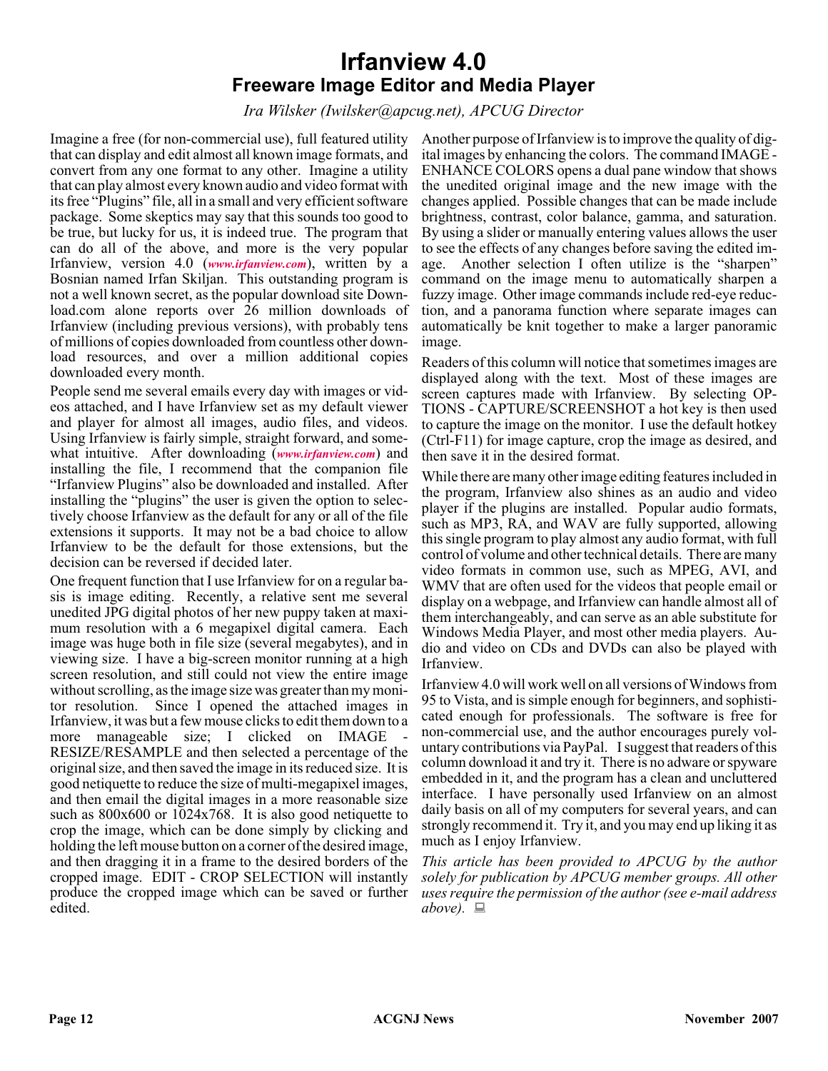# Irfanview 4.0

## Freeware Image Editor and Media Player

*Ira Wilsker (Iwilsker@apcug.net), APCUG Director*

Imagine a free (for non-commercial use), full featured utility that can display and edit almost all known image formats, and convert from any one format to any other. Imagine a utility that can play almost every known audio and video format with its free "Plugins" file, all in a small and very efficient software package. Some skeptics may say that this sounds too good to be true, but lucky for us, it is indeed true. The program that can do all of the above, and more is the very popular Irfanview, version 4.0 (***www.irfanview.com***), written by a Bosnian named Irfan Skiljan. This outstanding program is not a well known secret, as the popular download site Download.com alone reports over 26 million downloads of Irfanview (including previous versions), with probably tens of millions of copies downloaded from countless other download resources, and over a million additional copies downloaded every month.

People send me several emails every day with images or videos attached, and I have Irfanview set as my default viewer and player for almost all images, audio files, and videos. Using Irfanview is fairly simple, straight forward, and somewhat intuitive. After downloading (***www.irfanview.com***) and installing the file, I recommend that the companion file "Irfanview Plugins" also be downloaded and installed. After installing the "plugins" the user is given the option to selectively choose Irfanview as the default for any or all of the file extensions it supports. It may not be a bad choice to allow Irfanview to be the default for those extensions, but the decision can be reversed if decided later.

One frequent function that I use Irfanview for on a regular basis is image editing. Recently, a relative sent me several unedited JPG digital photos of her new puppy taken at maximum resolution with a 6 megapixel digital camera. Each image was huge both in file size (several megabytes), and in viewing size. I have a big-screen monitor running at a high screen resolution, and still could not view the entire image without scrolling, as the image size was greater than my monitor resolution. Since I opened the attached images in Irfanview, it was but a few mouse clicks to edit them down to a more manageable size; I clicked on IMAGE - RESIZE/RESAMPLE and then selected a percentage of the original size, and then saved the image in its reduced size. It is good netiquette to reduce the size of multi-megapixel images, and then email the digital images in a more reasonable size such as 800x600 or 1024x768. It is also good netiquette to crop the image, which can be done simply by clicking and holding the left mouse button on a corner of the desired image, and then dragging it in a frame to the desired borders of the cropped image. EDIT - CROP SELECTION will instantly produce the cropped image which can be saved or further edited.

Another purpose of Irfanview is to improve the quality of digital images by enhancing the colors. The command IMAGE - ENHANCE COLORS opens a dual pane window that shows the unedited original image and the new image with the changes applied. Possible changes that can be made include brightness, contrast, color balance, gamma, and saturation. By using a slider or manually entering values allows the user to see the effects of any changes before saving the edited image. Another selection I often utilize is the "sharpen" command on the image menu to automatically sharpen a fuzzy image. Other image commands include red-eye reduction, and a panorama function where separate images can automatically be knit together to make a larger panoramic image.

Readers of this column will notice that sometimes images are displayed along with the text. Most of these images are screen captures made with Irfanview. By selecting OPTIONS - CAPTURE/SCREENSHOT a hot key is then used to capture the image on the monitor. I use the default hotkey (Ctrl-F11) for image capture, crop the image as desired, and then save it in the desired format.

While there are many other image editing features included in the program, Irfanview also shines as an audio and video player if the plugins are installed. Popular audio formats, such as MP3, RA, and WAV are fully supported, allowing this single program to play almost any audio format, with full control of volume and other technical details. There are many video formats in common use, such as MPEG, AVI, and WMV that are often used for the videos that people email or display on a webpage, and Irfanview can handle almost all of them interchangeably, and can serve as an able substitute for Windows Media Player, and most other media players. Audio and video on CDs and DVDs can also be played with Irfanview.

Irfanview 4.0 will work well on all versions of Windows from 95 to Vista, and is simple enough for beginners, and sophisticated enough for professionals. The software is free for non-commercial use, and the author encourages purely voluntary contributions via PayPal. I suggest that readers of this column download it and try it. There is no adware or spyware embedded in it, and the program has a clean and uncluttered interface. I have personally used Irfanview on an almost daily basis on all of my computers for several years, and can strongly recommend it. Try it, and you may end up liking it as much as I enjoy Irfanview.

*This article has been provided to APCUG by the author solely for publication by APCUG member groups. All other uses require the permission of the author (see e-mail address above).*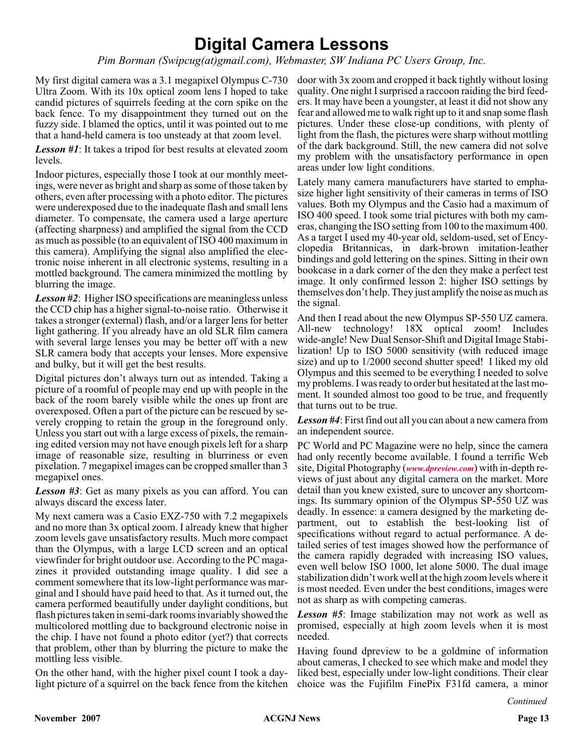# Digital Camera Lessons

*Pim Borman (Swipcug(at)gmail.com), Webmaster, SW Indiana PC Users Group, Inc.*

My first digital camera was a 3.1 megapixel Olympus C-730 Ultra Zoom. With its 10x optical zoom lens I hoped to take candid pictures of squirrels feeding at the corn spike on the back fence. To my disappointment they turned out on the fuzzy side. I blamed the optics, until it was pointed out to me that a hand-held camera is too unsteady at that zoom level.

***Lesson #1***: It takes a tripod for best results at elevated zoom levels.

Indoor pictures, especially those I took at our monthly meetings, were never as bright and sharp as some of those taken by others, even after processing with a photo editor. The pictures were underexposed due to the inadequate flash and small lens diameter. To compensate, the camera used a large aperture (affecting sharpness) and amplified the signal from the CCD as much as possible (to an equivalent of ISO 400 maximum in this camera). Amplifying the signal also amplified the electronic noise inherent in all electronic systems, resulting in a mottled background. The camera minimized the mottling by blurring the image.

***Lesson #2***: Higher ISO specifications are meaningless unless the CCD chip has a higher signal-to-noise ratio. Otherwise it takes a stronger (external) flash, and/or a larger lens for better light gathering. If you already have an old SLR film camera with several large lenses you may be better off with a new SLR camera body that accepts your lenses. More expensive and bulky, but it will get the best results.

Digital pictures don't always turn out as intended. Taking a picture of a roomful of people may end up with people in the back of the room barely visible while the ones up front are overexposed. Often a part of the picture can be rescued by severely cropping to retain the group in the foreground only. Unless you start out with a large excess of pixels, the remaining edited version may not have enough pixels left for a sharp image of reasonable size, resulting in blurriness or even pixelation. 7 megapixel images can be cropped smaller than 3 megapixel ones.

***Lesson #3***: Get as many pixels as you can afford. You can always discard the excess later.

My next camera was a Casio EXZ-750 with 7.2 megapixels and no more than 3x optical zoom. I already knew that higher zoom levels gave unsatisfactory results. Much more compact than the Olympus, with a large LCD screen and an optical viewfinder for bright outdoor use. According to the PC magazines it provided outstanding image quality. I did see a comment somewhere that its low-light performance was marginal and I should have paid heed to that. As it turned out, the camera performed beautifully under daylight conditions, but flash pictures taken in semi-dark rooms invariably showed the multicolored mottling due to background electronic noise in the chip. I have not found a photo editor (yet?) that corrects that problem, other than by blurring the picture to make the mottling less visible.

On the other hand, with the higher pixel count I took a daylight picture of a squirrel on the back fence from the kitchen door with 3x zoom and cropped it back tightly without losing quality. One night I surprised a raccoon raiding the bird feeders. It may have been a youngster, at least it did not show any fear and allowed me to walk right up to it and snap some flash pictures. Under these close-up conditions, with plenty of light from the flash, the pictures were sharp without mottling of the dark background. Still, the new camera did not solve my problem with the unsatisfactory performance in open areas under low light conditions.

Lately many camera manufacturers have started to emphasize higher light sensitivity of their cameras in terms of ISO values. Both my Olympus and the Casio had a maximum of ISO 400 speed. I took some trial pictures with both my cameras, changing the ISO setting from 100 to the maximum 400. As a target I used my 40-year old, seldom-used, set of Encyclopedia Britannicas, in dark-brown imitation-leather bindings and gold lettering on the spines. Sitting in their own bookcase in a dark corner of the den they make a perfect test image. It only confirmed lesson 2: higher ISO settings by themselves don't help. They just amplify the noise as much as the signal.

And then I read about the new Olympus SP-550 UZ camera. All-new technology! 18X optical zoom! Includes wide-angle! New Dual Sensor-Shift and Digital Image Stabilization! Up to ISO 5000 sensitivity (with reduced image size) and up to 1/2000 second shutter speed! I liked my old Olympus and this seemed to be everything I needed to solve my problems. I was ready to order but hesitated at the last moment. It sounded almost too good to be true, and frequently that turns out to be true.

***Lesson #4***: First find out all you can about a new camera from an independent source.

PC World and PC Magazine were no help, since the camera had only recently become available. I found a terrific Web site, Digital Photography (*www.dpreview.com*) with in-depth reviews of just about any digital camera on the market. More detail than you knew existed, sure to uncover any shortcomings. Its summary opinion of the Olympus SP-550 UZ was deadly. In essence: a camera designed by the marketing department, out to establish the best-looking list of specifications without regard to actual performance. A detailed series of test images showed how the performance of the camera rapidly degraded with increasing ISO values, even well below ISO 1000, let alone 5000. The dual image stabilization didn't work well at the high zoom levels where it is most needed. Even under the best conditions, images were not as sharp as with competing cameras.

***Lesson #5***: Image stabilization may not work as well as promised, especially at high zoom levels when it is most needed.

Having found dpreview to be a goldmine of information about cameras, I checked to see which make and model they liked best, especially under low-light conditions. Their clear choice was the Fujifilm FinePix F31fd camera, a minor

*Continued*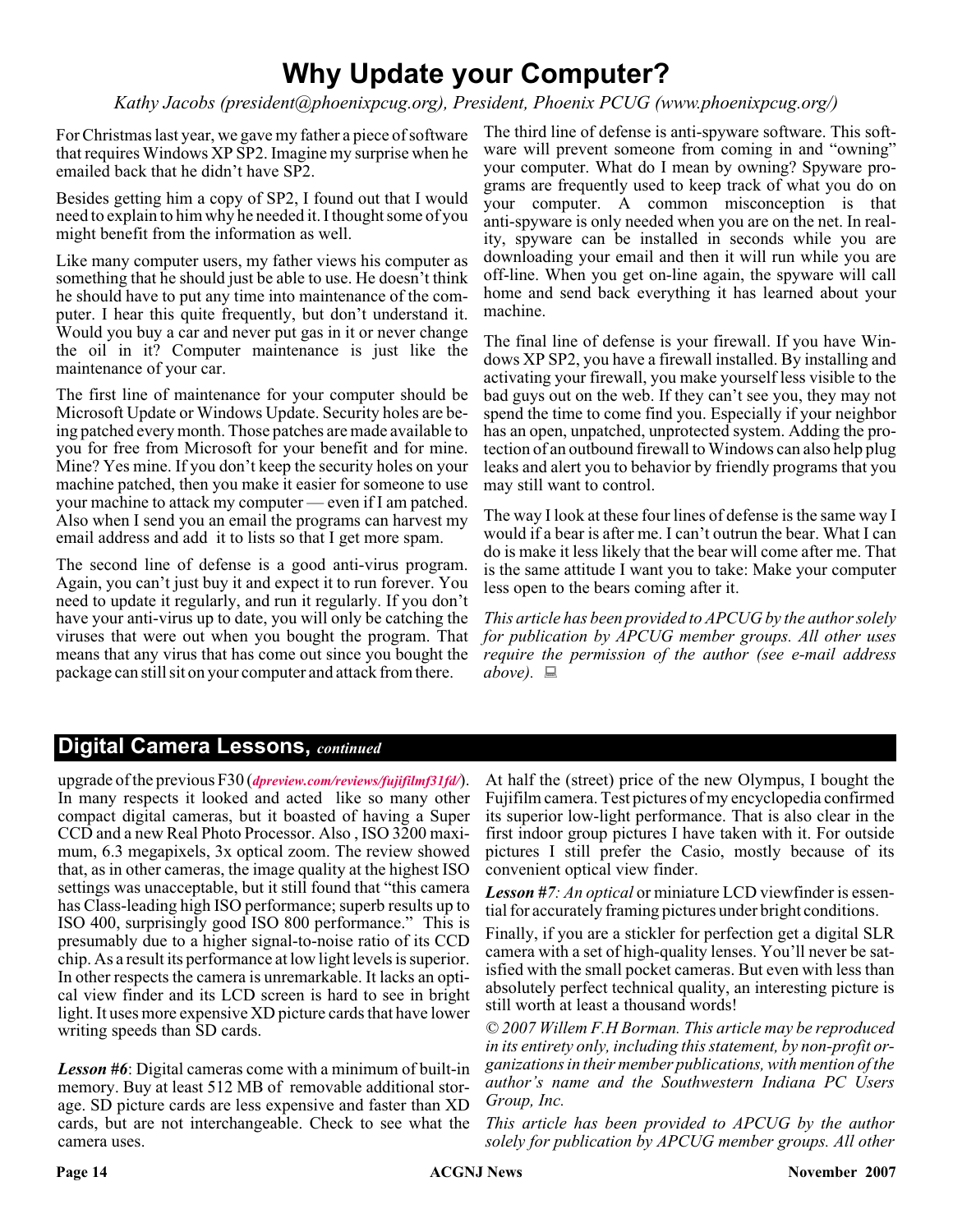# Why Update your Computer?

*Kathy Jacobs (president@phoenixpcug.org), President, Phoenix PCUG (www.phoenixpcug.org/)*

For Christmas last year, we gave my father a piece of software that requires Windows XP SP2. Imagine my surprise when he emailed back that he didn't have SP2.

Besides getting him a copy of SP2, I found out that I would need to explain to him why he needed it. I thought some of you might benefit from the information as well.

Like many computer users, my father views his computer as something that he should just be able to use. He doesn't think he should have to put any time into maintenance of the computer. I hear this quite frequently, but don't understand it. Would you buy a car and never put gas in it or never change the oil in it? Computer maintenance is just like the maintenance of your car.

The first line of maintenance for your computer should be Microsoft Update or Windows Update. Security holes are being patched every month. Those patches are made available to you for free from Microsoft for your benefit and for mine. Mine? Yes mine. If you don't keep the security holes on your machine patched, then you make it easier for someone to use your machine to attack my computer — even if I am patched. Also when I send you an email the programs can harvest my email address and add it to lists so that I get more spam.

The second line of defense is a good anti-virus program. Again, you can't just buy it and expect it to run forever. You need to update it regularly, and run it regularly. If you don't have your anti-virus up to date, you will only be catching the viruses that were out when you bought the program. That means that any virus that has come out since you bought the package can still sit on your computer and attack from there.

The third line of defense is anti-spyware software. This software will prevent someone from coming in and "owning" your computer. What do I mean by owning? Spyware programs are frequently used to keep track of what you do on your computer. A common misconception is that anti-spyware is only needed when you are on the net. In reality, spyware can be installed in seconds while you are downloading your email and then it will run while you are off-line. When you get on-line again, the spyware will call home and send back everything it has learned about your machine.

The final line of defense is your firewall. If you have Windows XP SP2, you have a firewall installed. By installing and activating your firewall, you make yourself less visible to the bad guys out on the web. If they can't see you, they may not spend the time to come find you. Especially if your neighbor has an open, unpatched, unprotected system. Adding the protection of an outbound firewall to Windows can also help plug leaks and alert you to behavior by friendly programs that you may still want to control.

The way I look at these four lines of defense is the same way I would if a bear is after me. I can't outrun the bear. What I can do is make it less likely that the bear will come after me. That is the same attitude I want you to take: Make your computer less open to the bears coming after it.

*This article has been provided to APCUG by the author solely for publication by APCUG member groups. All other uses require the permission of the author (see e-mail address above).*

## Digital Camera Lessons, *continued*

upgrade of the previous F30 (***dpreview.com/reviews/fujifilmf31fd/***). In many respects it looked and acted like so many other compact digital cameras, but it boasted of having a Super CCD and a new Real Photo Processor. Also , ISO 3200 maximum, 6.3 megapixels, 3x optical zoom. The review showed that, as in other cameras, the image quality at the highest ISO settings was unacceptable, but it still found that "this camera has Class-leading high ISO performance; superb results up to ISO 400, surprisingly good ISO 800 performance." This is presumably due to a higher signal-to-noise ratio of its CCD chip. As a result its performance at low light levels is superior. In other respects the camera is unremarkable. It lacks an optical view finder and its LCD screen is hard to see in bright light. It uses more expensive XD picture cards that have lower writing speeds than SD cards.

***Lesson #6***: Digital cameras come with a minimum of built-in memory. Buy at least 512 MB of removable additional storage. SD picture cards are less expensive and faster than XD cards, but are not interchangeable. Check to see what the camera uses.

At half the (street) price of the new Olympus, I bought the Fujifilm camera. Test pictures of my encyclopedia confirmed its superior low-light performance. That is also clear in the first indoor group pictures I have taken with it. For outside pictures I still prefer the Casio, mostly because of its convenient optical view finder.

***Lesson #7****: An optical* or miniature LCD viewfinder is essential for accurately framing pictures under bright conditions.

Finally, if you are a stickler for perfection get a digital SLR camera with a set of high-quality lenses. You'll never be satisfied with the small pocket cameras. But even with less than absolutely perfect technical quality, an interesting picture is still worth at least a thousand words!

*© 2007 Willem F.H Borman. This article may be reproduced in its entirety only, including this statement, by non-profit organizations in their member publications, with mention of the author's name and the Southwestern Indiana PC Users Group, Inc.*

*This article has been provided to APCUG by the author solely for publication by APCUG member groups. All other*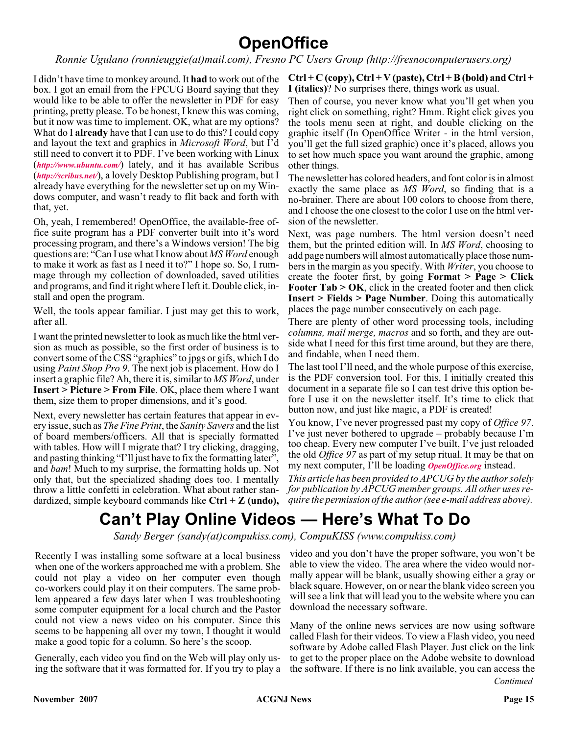# OpenOffice

*Ronnie Ugulano (ronnieuggie(at)mail.com), Fresno PC Users Group (http://fresnocomputerusers.org)*

I didn't have time to monkey around. It **had** to work out of the box. I got an email from the FPCUG Board saying that they would like to be able to offer the newsletter in PDF for easy printing, pretty please. To be honest, I knew this was coming, but it now was time to implement. OK, what are my options? What do I **already** have that I can use to do this? I could copy and layout the text and graphics in *Microsoft Word*, but I'd still need to convert it to PDF. I've been working with Linux (*http://www.ubuntu.com/*) lately, and it has available Scribus (*http://scribus.net/*), a lovely Desktop Publishing program, but I already have everything for the newsletter set up on my Windows computer, and wasn't ready to flit back and forth with that, yet.

Oh, yeah, I remembered! OpenOffice, the available-free office suite program has a PDF converter built into it's word processing program, and there's a Windows version! The big questions are: "Can I use what I know about *MS Word* enough to make it work as fast as I need it to?" I hope so. So, I rummage through my collection of downloaded, saved utilities and programs, and find it right where I left it. Double click, install and open the program.

Well, the tools appear familiar. I just may get this to work, after all.

I want the printed newsletter to look as much like the html version as much as possible, so the first order of business is to convert some of the CSS "graphics" to jpgs or gifs, which I do using *Paint Shop Pro 9*. The next job is placement. How do I insert a graphic file? Ah, there it is, similar to *MS Word*, under **Insert > Picture > From File**. OK, place them where I want them, size them to proper dimensions, and it's good.

Next, every newsletter has certain features that appear in every issue, such as *The Fine Print*, the *Sanity Savers* and the list of board members/officers. All that is specially formatted with tables. How will I migrate that? I try clicking, dragging, and pasting thinking "I'll just have to fix the formatting later", and *bam*! Much to my surprise, the formatting holds up. Not only that, but the specialized shading does too. I mentally throw a little confetti in celebration. What about rather standardized, simple keyboard commands like **Ctrl + Z (undo), Ctrl + C (copy), Ctrl + V (paste), Ctrl + B (bold) and Ctrl + I (italics)**? No surprises there, things work as usual.

Then of course, you never know what you'll get when you right click on something, right? Hmm. Right click gives you the tools menu seen at right, and double clicking on the graphic itself (In OpenOffice Writer - in the html version, you'll get the full sized graphic) once it's placed, allows you to set how much space you want around the graphic, among other things.

The newsletter has colored headers, and font color is in almost exactly the same place as *MS Word*, so finding that is a no-brainer. There are about 100 colors to choose from there, and I choose the one closest to the color I use on the html version of the newsletter.

Next, was page numbers. The html version doesn't need them, but the printed edition will. In *MS Word*, choosing to add page numbers will almost automatically place those numbers in the margin as you specify. With *Writer*, you choose to create the footer first, by going **Format > Page > Click Footer Tab > OK**, click in the created footer and then click **Insert > Fields > Page Number**. Doing this automatically places the page number consecutively on each page.

There are plenty of other word processing tools, including *columns, mail merge, macros* and so forth, and they are outside what I need for this first time around, but they are there, and findable, when I need them.

The last tool I'll need, and the whole purpose of this exercise, is the PDF conversion tool. For this, I initially created this document in a separate file so I can test drive this option before I use it on the newsletter itself. It's time to click that button now, and just like magic, a PDF is created!

You know, I've never progressed past my copy of *Office 97*. I've just never bothered to upgrade – probably because I'm too cheap. Every new computer I've built, I've just reloaded the old *Office 97* as part of my setup ritual. It may be that on my next computer, I'll be loading *OpenOffice.org* instead.

*This article has been provided to APCUG by the author solely for publication by APCUG member groups. All other uses require the permission of the author (see e-mail address above).*

# Can't Play Online Videos — Here's What To Do

*Sandy Berger (sandy(at)compukiss.com), CompuKISS (www.compukiss.com)*

Recently I was installing some software at a local business when one of the workers approached me with a problem. She could not play a video on her computer even though co-workers could play it on their computers. The same problem appeared a few days later when I was troubleshooting some computer equipment for a local church and the Pastor could not view a news video on his computer. Since this seems to be happening all over my town, I thought it would make a good topic for a column. So here's the scoop.

Generally, each video you find on the Web will play only using the software that it was formatted for. If you try to play a video and you don't have the proper software, you won't be able to view the video. The area where the video would normally appear will be blank, usually showing either a gray or black square. However, on or near the blank video screen you will see a link that will lead you to the website where you can download the necessary software.

Many of the online news services are now using software called Flash for their videos. To view a Flash video, you need software by Adobe called Flash Player. Just click on the link to get to the proper place on the Adobe website to download the software. If there is no link available, you can access the

*Continued*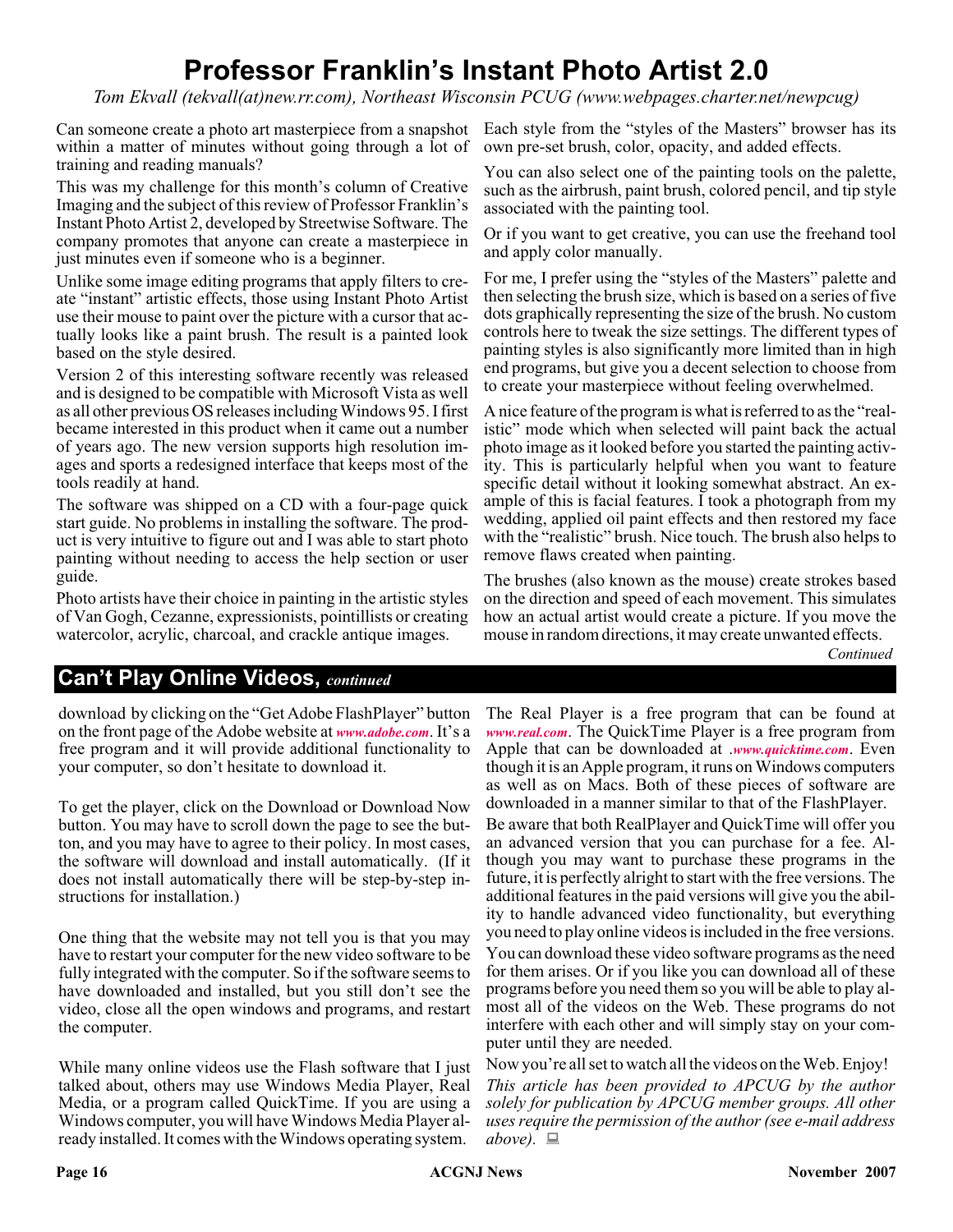# Professor Franklin's Instant Photo Artist 2.0

*Tom Ekvall (tekvall(at)new.rr.com), Northeast Wisconsin PCUG (www.webpages.charter.net/newpcug)*

Can someone create a photo art masterpiece from a snapshot within a matter of minutes without going through a lot of training and reading manuals?

This was my challenge for this month's column of Creative Imaging and the subject of this review of Professor Franklin's Instant Photo Artist 2, developed by Streetwise Software. The company promotes that anyone can create a masterpiece in just minutes even if someone who is a beginner.

Unlike some image editing programs that apply filters to create "instant" artistic effects, those using Instant Photo Artist use their mouse to paint over the picture with a cursor that actually looks like a paint brush. The result is a painted look based on the style desired.

Version 2 of this interesting software recently was released and is designed to be compatible with Microsoft Vista as well as all other previous OS releases including Windows 95. I first became interested in this product when it came out a number of years ago. The new version supports high resolution images and sports a redesigned interface that keeps most of the tools readily at hand.

The software was shipped on a CD with a four-page quick start guide. No problems in installing the software. The product is very intuitive to figure out and I was able to start photo painting without needing to access the help section or user guide.

Photo artists have their choice in painting in the artistic styles of Van Gogh, Cezanne, expressionists, pointillists or creating watercolor, acrylic, charcoal, and crackle antique images.

Each style from the "styles of the Masters" browser has its own pre-set brush, color, opacity, and added effects.

You can also select one of the painting tools on the palette, such as the airbrush, paint brush, colored pencil, and tip style associated with the painting tool.

Or if you want to get creative, you can use the freehand tool and apply color manually.

For me, I prefer using the "styles of the Masters" palette and then selecting the brush size, which is based on a series of five dots graphically representing the size of the brush. No custom controls here to tweak the size settings. The different types of painting styles is also significantly more limited than in high end programs, but give you a decent selection to choose from to create your masterpiece without feeling overwhelmed.

A nice feature of the program is what is referred to as the "realistic" mode which when selected will paint back the actual photo image as it looked before you started the painting activity. This is particularly helpful when you want to feature specific detail without it looking somewhat abstract. An example of this is facial features. I took a photograph from my wedding, applied oil paint effects and then restored my face with the "realistic" brush. Nice touch. The brush also helps to remove flaws created when painting.

The brushes (also known as the mouse) create strokes based on the direction and speed of each movement. This simulates how an actual artist would create a picture. If you move the mouse in random directions, it may create unwanted effects.

*Continued*

## Can't Play Online Videos, *continued*

download by clicking on the "Get Adobe FlashPlayer" button on the front page of the Adobe website at *www.adobe.com*. It's a free program and it will provide additional functionality to your computer, so don't hesitate to download it.

To get the player, click on the Download or Download Now button. You may have to scroll down the page to see the button, and you may have to agree to their policy. In most cases, the software will download and install automatically. (If it does not install automatically there will be step-by-step instructions for installation.)

One thing that the website may not tell you is that you may have to restart your computer for the new video software to be fully integrated with the computer. So if the software seems to have downloaded and installed, but you still don't see the video, close all the open windows and programs, and restart the computer.

While many online videos use the Flash software that I just talked about, others may use Windows Media Player, Real Media, or a program called QuickTime. If you are using a Windows computer, you will have Windows Media Player already installed. It comes with the Windows operating system.

The Real Player is a free program that can be found at *www.real.com*. The QuickTime Player is a free program from Apple that can be downloaded at .*www.quicktime.com*. Even though it is an Apple program, it runs on Windows computers as well as on Macs. Both of these pieces of software are downloaded in a manner similar to that of the FlashPlayer.

Be aware that both RealPlayer and QuickTime will offer you an advanced version that you can purchase for a fee. Although you may want to purchase these programs in the future, it is perfectly alright to start with the free versions. The additional features in the paid versions will give you the ability to handle advanced video functionality, but everything you need to play online videos is included in the free versions.

You can download these video software programs as the need for them arises. Or if you like you can download all of these programs before you need them so you will be able to play almost all of the videos on the Web. These programs do not interfere with each other and will simply stay on your computer until they are needed.

Now you're all set to watch all the videos on the Web. Enjoy!

*This article has been provided to APCUG by the author solely for publication by APCUG member groups. All other uses require the permission of the author (see e-mail address above).*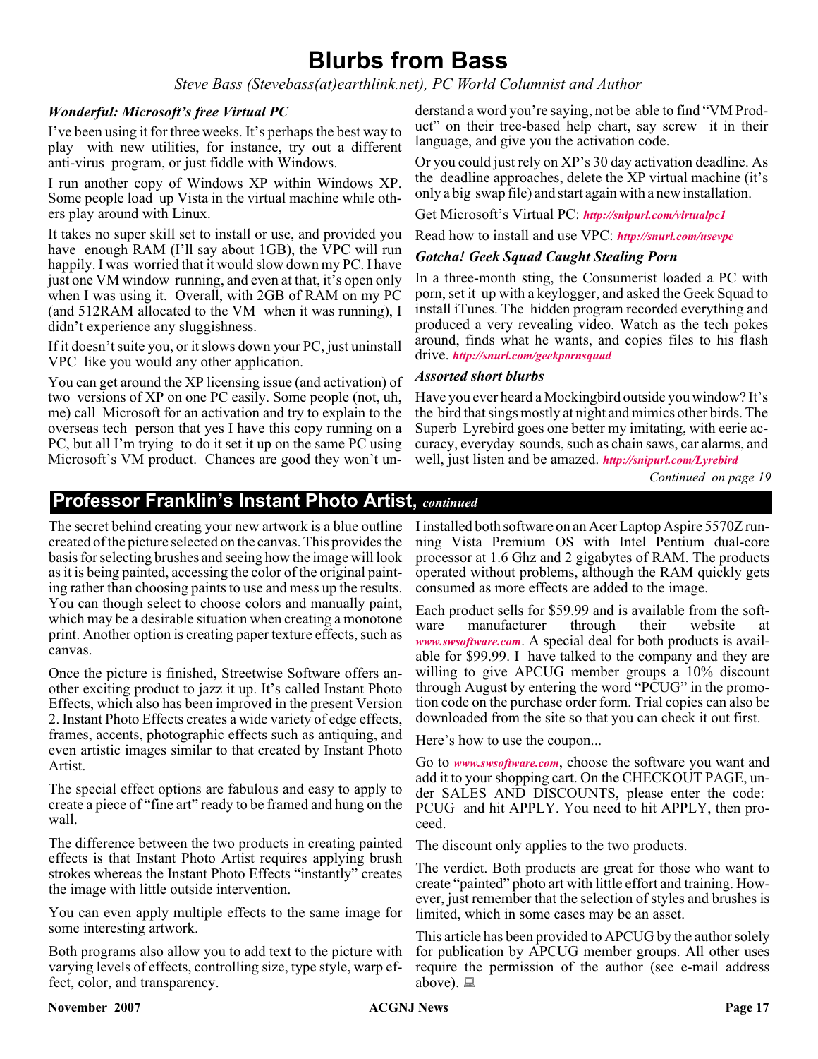# Blurbs from Bass

*Steve Bass (Stevebass(at)earthlink.net), PC World Columnist and Author*

### *Wonderful: Microsoft's free Virtual PC*

I've been using it for three weeks. It's perhaps the best way to play with new utilities, for instance, try out a different anti-virus program, or just fiddle with Windows.

I run another copy of Windows XP within Windows XP. Some people load up Vista in the virtual machine while others play around with Linux.

It takes no super skill set to install or use, and provided you have enough RAM (I'll say about 1GB), the VPC will run happily. I was worried that it would slow down my PC. I have just one VM window running, and even at that, it's open only when I was using it. Overall, with 2GB of RAM on my PC (and 512RAM allocated to the VM when it was running), I didn't experience any sluggishness.

If it doesn't suite you, or it slows down your PC, just uninstall VPC like you would any other application.

You can get around the XP licensing issue (and activation) of two versions of XP on one PC easily. Some people (not, uh, me) call Microsoft for an activation and try to explain to the overseas tech person that yes I have this copy running on a PC, but all I'm trying to do it set it up on the same PC using Microsoft's VM product. Chances are good they won't understand a word you're saying, not be able to find "VM Product" on their tree-based help chart, say screw it in their language, and give you the activation code.

Or you could just rely on XP's 30 day activation deadline. As the deadline approaches, delete the XP virtual machine (it's only a big swap file) and start again with a new installation.

Get Microsoft's Virtual PC: ***http://snipurl.com/virtualpc1***

Read how to install and use VPC: ***http://snurl.com/usevpc***

### *Gotcha! Geek Squad Caught Stealing Porn*

In a three-month sting, the Consumerist loaded a PC with porn, set it up with a keylogger, and asked the Geek Squad to install iTunes. The hidden program recorded everything and produced a very revealing video. Watch as the tech pokes around, finds what he wants, and copies files to his flash drive. ***http://snurl.com/geekpornsquad***

### *Assorted short blurbs*

Have you ever heard a Mockingbird outside you window? It's the bird that sings mostly at night and mimics other birds. The Superb Lyrebird goes one better my imitating, with eerie accuracy, everyday sounds, such as chain saws, car alarms, and well, just listen and be amazed. ***http://snipurl.com/Lyrebird***

*Continued on page 19*

## Professor Franklin's Instant Photo Artist, *continued*

The secret behind creating your new artwork is a blue outline created of the picture selected on the canvas. This provides the basis for selecting brushes and seeing how the image will look as it is being painted, accessing the color of the original painting rather than choosing paints to use and mess up the results. You can though select to choose colors and manually paint, which may be a desirable situation when creating a monotone print. Another option is creating paper texture effects, such as canvas.

Once the picture is finished, Streetwise Software offers another exciting product to jazz it up. It's called Instant Photo Effects, which also has been improved in the present Version 2. Instant Photo Effects creates a wide variety of edge effects, frames, accents, photographic effects such as antiquing, and even artistic images similar to that created by Instant Photo Artist.

The special effect options are fabulous and easy to apply to create a piece of "fine art" ready to be framed and hung on the wall.

The difference between the two products in creating painted effects is that Instant Photo Artist requires applying brush strokes whereas the Instant Photo Effects "instantly" creates the image with little outside intervention.

You can even apply multiple effects to the same image for some interesting artwork.

Both programs also allow you to add text to the picture with varying levels of effects, controlling size, type style, warp effect, color, and transparency.

I installed both software on an Acer Laptop Aspire 5570Z running Vista Premium OS with Intel Pentium dual-core processor at 1.6 Ghz and 2 gigabytes of RAM. The products operated without problems, although the RAM quickly gets consumed as more effects are added to the image.

Each product sells for $59.99 and is available from the software manufacturer through their website at ***www.swsoftware.com***. A special deal for both products is available for $99.99. I have talked to the company and they are willing to give APCUG member groups a 10% discount through August by entering the word "PCUG" in the promotion code on the purchase order form. Trial copies can also be downloaded from the site so that you can check it out first.

Here's how to use the coupon...

Go to ***www.swsoftware.com***, choose the software you want and add it to your shopping cart. On the CHECKOUT PAGE, under SALES AND DISCOUNTS, please enter the code: PCUG and hit APPLY. You need to hit APPLY, then proceed.

The discount only applies to the two products.

The verdict. Both products are great for those who want to create "painted" photo art with little effort and training. However, just remember that the selection of styles and brushes is limited, which in some cases may be an asset.

This article has been provided to APCUG by the author solely for publication by APCUG member groups. All other uses require the permission of the author (see e-mail address above).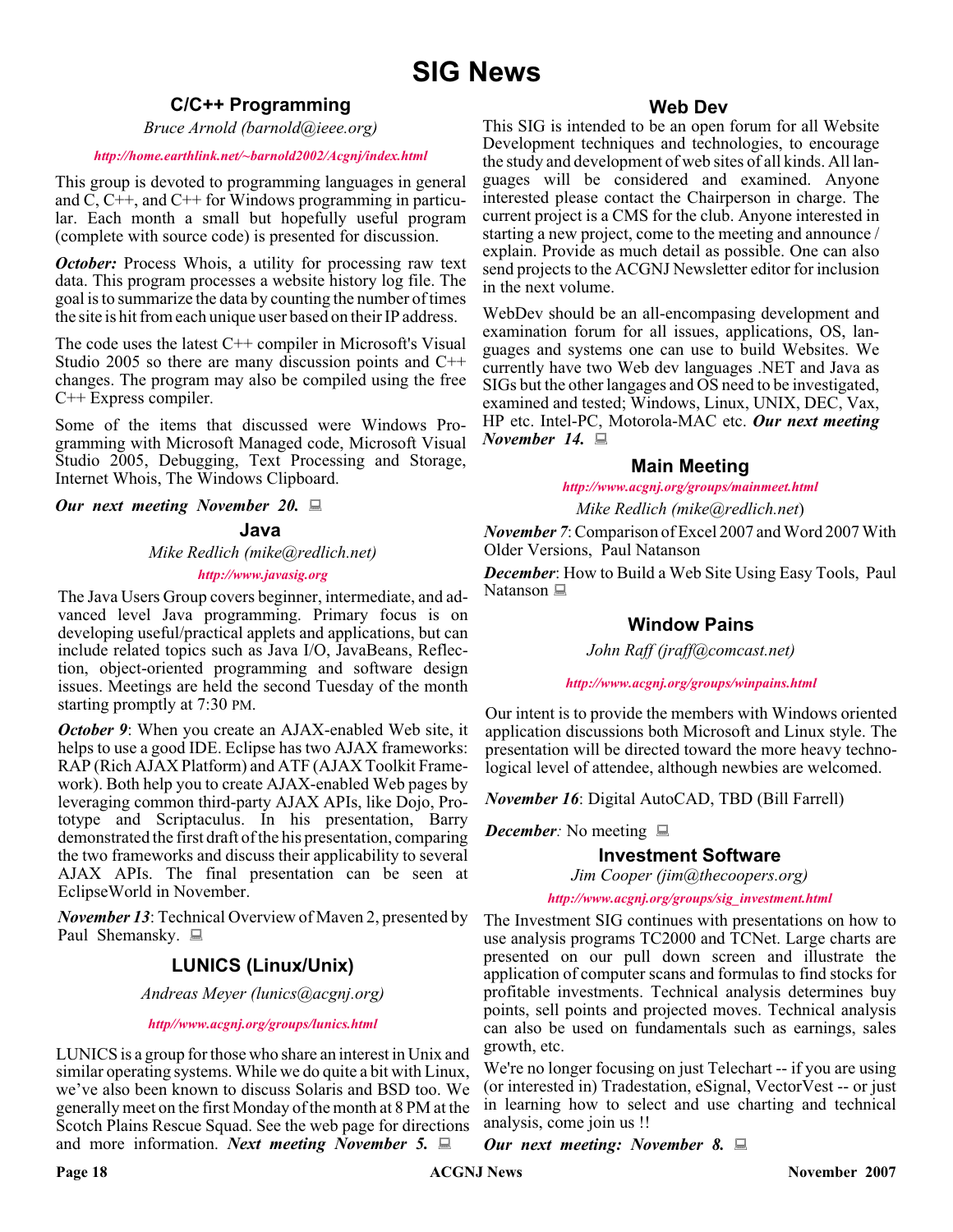# SIG News

## C/C++ Programming

*Bruce Arnold (barnold@ieee.org)*

***http://home.earthlink.net/~barnold2002/Acgnj/index.html***

This group is devoted to programming languages in general and C, C++, and C++ for Windows programming in particular. Each month a small but hopefully useful program (complete with source code) is presented for discussion.

***October:*** Process Whois, a utility for processing raw text data. This program processes a website history log file. The goal is to summarize the data by counting the number of times the site is hit from each unique user based on their IP address.

The code uses the latest C++ compiler in Microsoft's Visual Studio 2005 so there are many discussion points and C++ changes. The program may also be compiled using the free C++ Express compiler.

Some of the items that discussed were Windows Programming with Microsoft Managed code, Microsoft Visual Studio 2005, Debugging, Text Processing and Storage, Internet Whois, The Windows Clipboard.

***Our next meeting November 20.***

## Java

*Mike Redlich (mike@redlich.net)*

***http://www.javasig.org***

The Java Users Group covers beginner, intermediate, and advanced level Java programming. Primary focus is on developing useful/practical applets and applications, but can include related topics such as Java I/O, JavaBeans, Reflection, object-oriented programming and software design issues. Meetings are held the second Tuesday of the month starting promptly at 7:30 PM.

***October 9***: When you create an AJAX-enabled Web site, it helps to use a good IDE. Eclipse has two AJAX frameworks: RAP (Rich AJAX Platform) and ATF (AJAX Toolkit Framework). Both help you to create AJAX-enabled Web pages by leveraging common third-party AJAX APIs, like Dojo, Prototype and Scriptaculus. In his presentation, Barry demonstrated the first draft of the his presentation, comparing the two frameworks and discuss their applicability to several AJAX APIs. The final presentation can be seen at EclipseWorld in November.

***November 13***: Technical Overview of Maven 2, presented by Paul Shemansky.

## LUNICS (Linux/Unix)

*Andreas Meyer (lunics@acgnj.org)*

***http//www.acgnj.org/groups/lunics.html***

LUNICS is a group for those who share an interest in Unix and similar operating systems. While we do quite a bit with Linux, we've also been known to discuss Solaris and BSD too. We generally meet on the first Monday of the month at 8 PM at the Scotch Plains Rescue Squad. See the web page for directions and more information. ***Next meeting November 5.***

## Web Dev

This SIG is intended to be an open forum for all Website Development techniques and technologies, to encourage the study and development of web sites of all kinds. All languages will be considered and examined. Anyone interested please contact the Chairperson in charge. The current project is a CMS for the club. Anyone interested in starting a new project, come to the meeting and announce / explain. Provide as much detail as possible. One can also send projects to the ACGNJ Newsletter editor for inclusion in the next volume.

WebDev should be an all-encompasing development and examination forum for all issues, applications, OS, languages and systems one can use to build Websites. We currently have two Web dev languages .NET and Java as SIGs but the other langages and OS need to be investigated, examined and tested; Windows, Linux, UNIX, DEC, Vax, HP etc. Intel-PC, Motorola-MAC etc. ***Our next meeting November 14.***

## Main Meeting

***http://www.acgnj.org/groups/mainmeet.html***

*Mike Redlich (mike@redlich.net)*

***November 7***: Comparison of Excel 2007 and Word 2007 With Older Versions, Paul Natanson

***December***: How to Build a Web Site Using Easy Tools, Paul Natanson

## Window Pains

*John Raff (jraff@comcast.net)*

***http://www.acgnj.org/groups/winpains.html***

Our intent is to provide the members with Windows oriented application discussions both Microsoft and Linux style. The presentation will be directed toward the more heavy technological level of attendee, although newbies are welcomed.

***November 16***: Digital AutoCAD, TBD (Bill Farrell)

***December***: No meeting

## Investment Software

*Jim Cooper (jim@thecoopers.org)*

***http://www.acgnj.org/groups/sig_investment.html***

The Investment SIG continues with presentations on how to use analysis programs TC2000 and TCNet. Large charts are presented on our pull down screen and illustrate the application of computer scans and formulas to find stocks for profitable investments. Technical analysis determines buy points, sell points and projected moves. Technical analysis can also be used on fundamentals such as earnings, sales growth, etc.

We're no longer focusing on just Telechart -- if you are using (or interested in) Tradestation, eSignal, VectorVest -- or just in learning how to select and use charting and technical analysis, come join us !!

***Our next meeting: November 8.***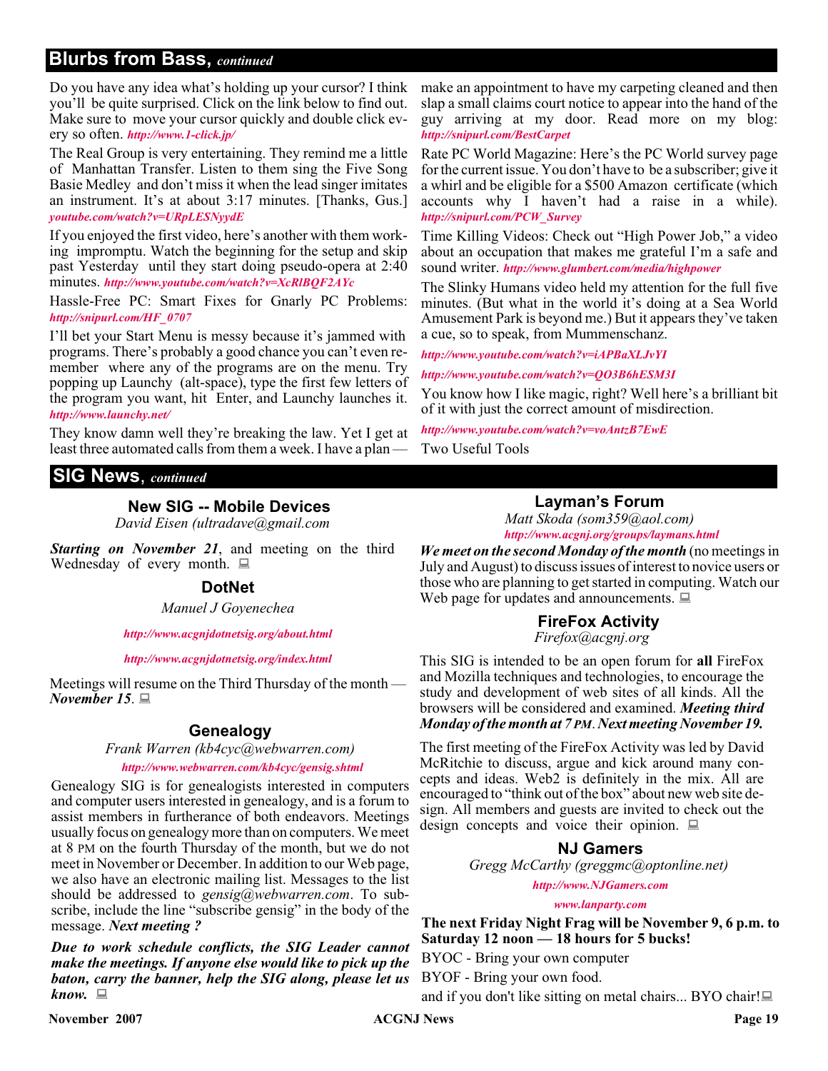## Blurbs from Bass, *continued*

Do you have any idea what's holding up your cursor? I think you'll be quite surprised. Click on the link below to find out. Make sure to move your cursor quickly and double click every so often. ***http://www.1-click.jp/***

The Real Group is very entertaining. They remind me a little of Manhattan Transfer. Listen to them sing the Five Song Basie Medley and don't miss it when the lead singer imitates an instrument. It's at about 3:17 minutes. [Thanks, Gus.] ***youtube.com/watch?v=URpLESNyydE***

If you enjoyed the first video, here's another with them working impromptu. Watch the beginning for the setup and skip past Yesterday until they start doing pseudo-opera at 2:40 minutes. ***http://www.youtube.com/watch?v=XcRlBQF2AYc***

Hassle-Free PC: Smart Fixes for Gnarly PC Problems: ***http://snipurl.com/HF_0707***

I'll bet your Start Menu is messy because it's jammed with programs. There's probably a good chance you can't even remember where any of the programs are on the menu. Try popping up Launchy (alt-space), type the first few letters of the program you want, hit Enter, and Launchy launches it. ***http://www.launchy.net/***

They know damn well they're breaking the law. Yet I get at least three automated calls from them a week. I have a plan — make an appointment to have my carpeting cleaned and then slap a small claims court notice to appear into the hand of the guy arriving at my door. Read more on my blog: ***http://snipurl.com/BestCarpet***

Rate PC World Magazine: Here's the PC World survey page for the current issue. You don't have to be a subscriber; give it a whirl and be eligible for a $500 Amazon certificate (which accounts why I haven't had a raise in a while). ***http://snipurl.com/PCW_Survey***

Time Killing Videos: Check out "High Power Job," a video about an occupation that makes me grateful I'm a safe and sound writer. ***http://www.glumbert.com/media/highpower***

The Slinky Humans video held my attention for the full five minutes. (But what in the world it's doing at a Sea World Amusement Park is beyond me.) But it appears they've taken a cue, so to speak, from Mummenschanz.

***http://www.youtube.com/watch?v=iAPBaXLJvYI***

***http://www.youtube.com/watch?v=QO3B6hESM3I***

You know how I like magic, right? Well here's a brilliant bit of it with just the correct amount of misdirection.

***http://www.youtube.com/watch?v=voAntzB7EwE***

Two Useful Tools

## SIG News, *continued*

### New SIG -- Mobile Devices

*David Eisen (ultradave@gmail.com*

***Starting on November 21***, and meeting on the third Wednesday of every month.

### DotNet

*Manuel J Goyenechea*

***http://www.acgnjdotnetsig.org/about.html***

***http://www.acgnjdotnetsig.org/index.html***

Meetings will resume on the Third Thursday of the month — ***November 15***.

### Genealogy

*Frank Warren (kb4cyc@webwarren.com)*

***http://www.webwarren.com/kb4cyc/gensig.shtml***

Genealogy SIG is for genealogists interested in computers and computer users interested in genealogy, and is a forum to assist members in furtherance of both endeavors. Meetings usually focus on genealogy more than on computers. We meet at 8 PM on the fourth Thursday of the month, but we do not meet in November or December. In addition to our Web page, we also have an electronic mailing list. Messages to the list should be addressed to *gensig@webwarren.com*. To subscribe, include the line "subscribe gensig" in the body of the message. ***Next meeting ?***

***Due to work schedule conflicts, the SIG Leader cannot make the meetings. If anyone else would like to pick up the baton, carry the banner, help the SIG along, please let us know.***

### Layman's Forum

*Matt Skoda (som359@aol.com)*

***http://www.acgnj.org/groups/laymans.html***

***We meet on the second Monday of the month*** (no meetings in July and August) to discuss issues of interest to novice users or those who are planning to get started in computing. Watch our Web page for updates and announcements.

### FireFox Activity

*Firefox@acgnj.org*

This SIG is intended to be an open forum for **all** FireFox and Mozilla techniques and technologies, to encourage the study and development of web sites of all kinds. All the browsers will be considered and examined. ***Meeting third Monday of the month at 7 PM. Next meeting November 19.***

The first meeting of the FireFox Activity was led by David McRitchie to discuss, argue and kick around many concepts and ideas. Web2 is definitely in the mix. All are encouraged to "think out of the box" about new web site design. All members and guests are invited to check out the design concepts and voice their opinion.

### NJ Gamers

*Gregg McCarthy (greggmc@optonline.net)*

***http://www.NJGamers.com***

***www.lanparty.com***

**The next Friday Night Frag will be November 9, 6 p.m. to Saturday 12 noon — 18 hours for 5 bucks!**

BYOC - Bring your own computer

BYOF - Bring your own food.

and if you don't like sitting on metal chairs... BYO chair!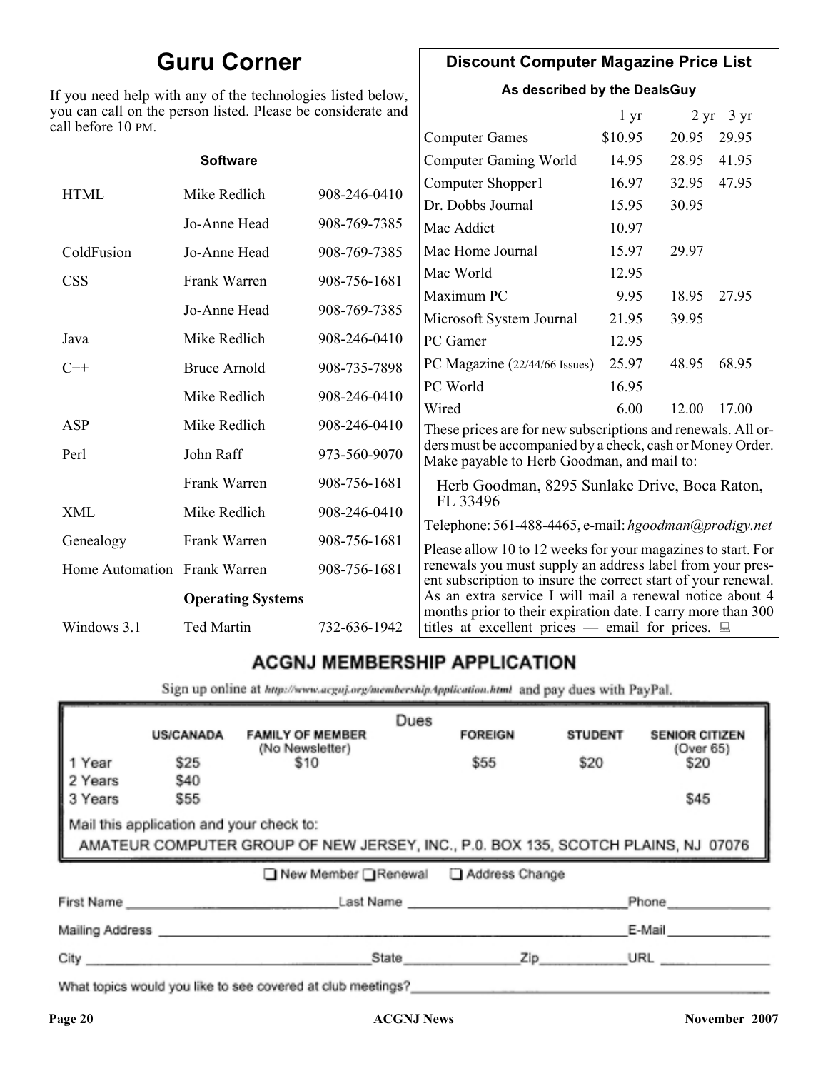# Guru Corner

If you need help with any of the technologies listed below, you can call on the person listed. Please be considerate and call before 10 PM.

| | Software | |
|---|---|---|
| HTML | Mike Redlich | 908-246-0410 |
| | Jo-Anne Head | 908-769-7385 |
| ColdFusion | Jo-Anne Head | 908-769-7385 |
| CSS | Frank Warren | 908-756-1681 |
| | Jo-Anne Head | 908-769-7385 |
| Java | Mike Redlich | 908-246-0410 |
| C++ | Bruce Arnold | 908-735-7898 |
| | Mike Redlich | 908-246-0410 |
| ASP | Mike Redlich | 908-246-0410 |
| Perl | John Raff | 973-560-9070 |
| | Frank Warren | 908-756-1681 |
| XML | Mike Redlich | 908-246-0410 |
| Genealogy | Frank Warren | 908-756-1681 |
| Home Automation | Frank Warren | 908-756-1681 |
| | **Operating Systems** | |
| Windows 3.1 | Ted Martin | 732-636-1942 |

## Discount Computer Magazine Price List

**As described by the DealsGuy**

| | 1 yr | 2 yr | 3 yr |
|---|---|---|---|
| Computer Games | $10.95 | 20.95 | 29.95 |
| Computer Gaming World | 14.95 | 28.95 | 41.95 |
| Computer Shopper1 | 16.97 | 32.95 | 47.95 |
| Dr. Dobbs Journal | 15.95 | 30.95 | |
| Mac Addict | 10.97 | | |
| Mac Home Journal | 15.97 | 29.97 | |
| Mac World | 12.95 | | |
| Maximum PC | 9.95 | 18.95 | 27.95 |
| Microsoft System Journal | 21.95 | 39.95 | |
| PC Gamer | 12.95 | | |
| PC Magazine (22/44/66 Issues) | 25.97 | 48.95 | 68.95 |
| PC World | 16.95 | | |
| Wired | 6.00 | 12.00 | 17.00 |

These prices are for new subscriptions and renewals. All orders must be accompanied by a check, cash or Money Order. Make payable to Herb Goodman, and mail to:

Herb Goodman, 8295 Sunlake Drive, Boca Raton, FL 33496

Telephone: 561-488-4465, e-mail: *hgoodman@prodigy.net*

Please allow 10 to 12 weeks for your magazines to start. For renewals you must supply an address label from your present subscription to insure the correct start of your renewal. As an extra service I will mail a renewal notice about 4 months prior to their expiration date. I carry more than 300 titles at excellent prices — email for prices.

## ACGNJ MEMBERSHIP APPLICATION

Sign up online at http://www.acgnj.org/membershipApplication.html and pay dues with PayPal.

**Dues**

| | US/CANADA | FAMILY OF MEMBER (No Newsletter) | FOREIGN | STUDENT | SENIOR CITIZEN (Over 65) |
|---|---|---|---|---|---|
| 1 Year | $25 | $10 | $55 | $20 | $20 |
| 2 Years | $40 | | | | |
| 3 Years | $55 | | | | $45 |

Mail this application and your check to:

AMATEUR COMPUTER GROUP OF NEW JERSEY, INC., P.0. BOX 135, SCOTCH PLAINS, NJ 07076

☐ New Member ☐ Renewal ☐ Address Change

First Name ____________ Last Name ____________ Phone ____________

Mailing Address ____________ E-Mail ____________

City ____________ State ________ Zip ________ URL ____________

What topics would you like to see covered at club meetings? ____________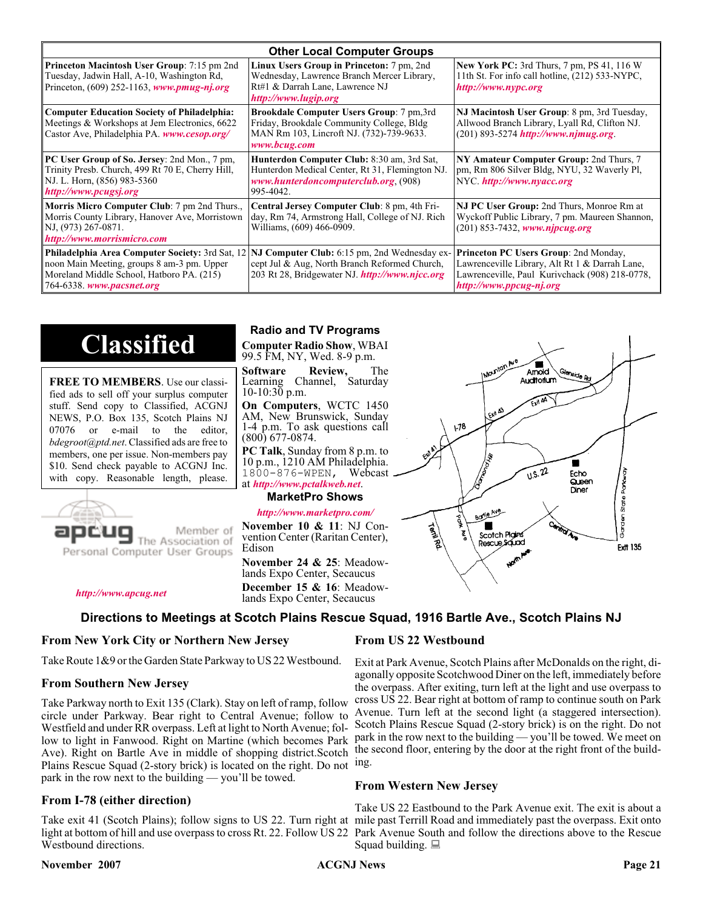## Other Local Computer Groups

| | | |
|---|---|---|
| **Princeton Macintosh User Group**: 7:15 pm 2nd Tuesday, Jadwin Hall, A-10, Washington Rd, Princeton, (609) 252-1163, *www.pmug-nj.org* | **Linux Users Group in Princeton:** 7 pm, 2nd Wednesday, Lawrence Branch Mercer Library, Rt#1 & Darrah Lane, Lawrence NJ *http://www.lugip.org* | **New York PC:** 3rd Thurs, 7 pm, PS 41, 116 W 11th St. For info call hotline, (212) 533-NYPC, *http://www.nypc.org* |
| **Computer Education Society of Philadelphia:** Meetings & Workshops at Jem Electronics, 6622 Castor Ave, Philadelphia PA. *www.cesop.org/* | **Brookdale Computer Users Group**: 7 pm,3rd Friday, Brookdale Community College, Bldg MAN Rm 103, Lincroft NJ. (732)-739-9633. *www.bcug.com* | **NJ Macintosh User Group**: 8 pm, 3rd Tuesday, Allwood Branch Library, Lyall Rd, Clifton NJ. (201) 893-5274 *http://www.njmug.org*. |
| **PC User Group of So. Jersey**: 2nd Mon., 7 pm, Trinity Presb. Church, 499 Rt 70 E, Cherry Hill, NJ. L. Horn, (856) 983-5360 *http://www.pcugsj.org* | **Hunterdon Computer Club:** 8:30 am, 3rd Sat, Hunterdon Medical Center, Rt 31, Flemington NJ. *www.hunterdoncomputerclub.org*, (908) 995-4042. | **NY Amateur Computer Group:** 2nd Thurs, 7 pm, Rm 806 Silver Bldg, NYU, 32 Waverly Pl, NYC. *http://www.nyacc.org* |
| **Morris Micro Computer Club**: 7 pm 2nd Thurs., Morris County Library, Hanover Ave, Morristown NJ, (973) 267-0871. *http://www.morrismicro.com* | **Central Jersey Computer Club**: 8 pm, 4th Friday, Rm 74, Armstrong Hall, College of NJ. Rich Williams, (609) 466-0909. | **NJ PC User Group:** 2nd Thurs, Monroe Rm at Wyckoff Public Library, 7 pm. Maureen Shannon, (201) 853-7432, *www.njpcug.org* |
| **Philadelphia Area Computer Society:** 3rd Sat, 12 noon Main Meeting, groups 8 am-3 pm. Upper Moreland Middle School, Hatboro PA. (215) 764-6338. *www.pacsnet.org* | **NJ Computer Club:** 6:15 pm, 2nd Wednesday except Jul & Aug, North Branch Reformed Church, 203 Rt 28, Bridgewater NJ. *http://www.njcc.org* | **Princeton PC Users Group**: 2nd Monday, Lawrenceville Library, Alt Rt 1 & Darrah Lane, Lawrenceville, Paul Kurivchack (908) 218-0778, *http://www.ppcug-nj.org* |

# Classified

**FREE TO MEMBERS**. Use our classified ads to sell off your surplus computer stuff. Send copy to Classified, ACGNJ NEWS, P.O. Box 135, Scotch Plains NJ 07076 or e-mail to the editor, *bdegroot@ptd.net*. Classified ads are free to members, one per issue. Non-members pay $10. Send check payable to ACGNJ Inc. with copy. Reasonable length, please.

apcug Member of The Association of Personal Computer User Groups

*http://www.apcug.net*

## Radio and TV Programs

**Computer Radio Show**, WBAI 99.5 FM, NY, Wed. 8-9 p.m.

**Software Review,** The Learning Channel, Saturday 10-10:30 p.m.

**On Computers**, WCTC 1450 AM, New Brunswick, Sunday 1-4 p.m. To ask questions call (800) 677-0874.

**PC Talk**, Sunday from 8 p.m. to 10 p.m., 1210 AM Philadelphia. 1800-876-WPEN, Webcast at *http://www.pctalkweb.net*.

## MarketPro Shows

*http://www.marketpro.com/*

**November 10 & 11**: NJ Convention Center (Raritan Center), Edison

**November 24 & 25**: Meadowlands Expo Center, Secaucus

**December 15 & 16**: Meadowlands Expo Center, Secaucus

## Directions to Meetings at Scotch Plains Rescue Squad, 1916 Bartle Ave., Scotch Plains NJ

### From New York City or Northern New Jersey

Take Route 1&9 or the Garden State Parkway to US 22 Westbound.

### From Southern New Jersey

Take Parkway north to Exit 135 (Clark). Stay on left of ramp, follow circle under Parkway. Bear right to Central Avenue; follow to Westfield and under RR overpass. Left at light to North Avenue; follow to light in Fanwood. Right on Martine (which becomes Park Ave). Right on Bartle Ave in middle of shopping district.Scotch Plains Rescue Squad (2-story brick) is located on the right. Do not park in the row next to the building — you'll be towed.

### From I-78 (either direction)

Take exit 41 (Scotch Plains); follow signs to US 22. Turn right at light at bottom of hill and use overpass to cross Rt. 22. Follow US 22 Westbound directions.

### From US 22 Westbound

Exit at Park Avenue, Scotch Plains after McDonalds on the right, diagonally opposite Scotchwood Diner on the left, immediately before the overpass. After exiting, turn left at the light and use overpass to cross US 22. Bear right at bottom of ramp to continue south on Park Avenue. Turn left at the second light (a staggered intersection). Scotch Plains Rescue Squad (2-story brick) is on the right. Do not park in the row next to the building — you'll be towed. We meet on the second floor, entering by the door at the right front of the building.

### From Western New Jersey

Take US 22 Eastbound to the Park Avenue exit. The exit is about a mile past Terrill Road and immediately past the overpass. Exit onto Park Avenue South and follow the directions above to the Rescue Squad building.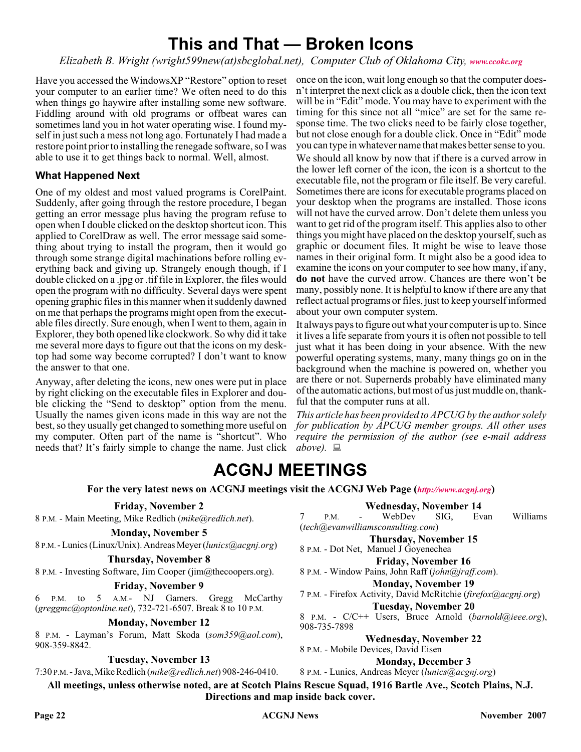# This and That — Broken Icons

*Elizabeth B. Wright (wright599new(at)sbcglobal.net), Computer Club of Oklahoma City, www.ccokc.org*

Have you accessed the WindowsXP "Restore" option to reset your computer to an earlier time? We often need to do this when things go haywire after installing some new software. Fiddling around with old programs or offbeat wares can sometimes land you in hot water operating wise. I found myself in just such a mess not long ago. Fortunately I had made a restore point prior to installing the renegade software, so I was able to use it to get things back to normal. Well, almost.

### What Happened Next

One of my oldest and most valued programs is CorelPaint. Suddenly, after going through the restore procedure, I began getting an error message plus having the program refuse to open when I double clicked on the desktop shortcut icon. This applied to CorelDraw as well. The error message said something about trying to install the program, then it would go through some strange digital machinations before rolling everything back and giving up. Strangely enough though, if I double clicked on a .jpg or .tif file in Explorer, the files would open the program with no difficulty. Several days were spent opening graphic files in this manner when it suddenly dawned on me that perhaps the programs might open from the executable files directly. Sure enough, when I went to them, again in Explorer, they both opened like clockwork. So why did it take me several more days to figure out that the icons on my desktop had some way become corrupted? I don't want to know the answer to that one.

Anyway, after deleting the icons, new ones were put in place by right clicking on the executable files in Explorer and double clicking the "Send to desktop" option from the menu. Usually the names given icons made in this way are not the best, so they usually get changed to something more useful on my computer. Often part of the name is "shortcut". Who needs that? It's fairly simple to change the name. Just click once on the icon, wait long enough so that the computer doesn't interpret the next click as a double click, then the icon text will be in "Edit" mode. You may have to experiment with the timing for this since not all "mice" are set for the same response time. The two clicks need to be fairly close together, but not close enough for a double click. Once in "Edit" mode you can type in whatever name that makes better sense to you.

We should all know by now that if there is a curved arrow in the lower left corner of the icon, the icon is a shortcut to the executable file, not the program or file itself. Be very careful. Sometimes there are icons for executable programs placed on your desktop when the programs are installed. Those icons will not have the curved arrow. Don't delete them unless you want to get rid of the program itself. This applies also to other things you might have placed on the desktop yourself, such as graphic or document files. It might be wise to leave those names in their original form. It might also be a good idea to examine the icons on your computer to see how many, if any, **do not** have the curved arrow. Chances are there won't be many, possibly none. It is helpful to know if there are any that reflect actual programs or files, just to keep yourself informed about your own computer system.

It always pays to figure out what your computer is up to. Since it lives a life separate from yours it is often not possible to tell just what it has been doing in your absence. With the new powerful operating systems, many, many things go on in the background when the machine is powered on, whether you are there or not. Supernerds probably have eliminated many of the automatic actions, but most of us just muddle on, thankful that the computer runs at all.

*This article has been provided to APCUG by the author solely for publication by APCUG member groups. All other uses require the permission of the author (see e-mail address above).*

# ACGNJ MEETINGS

**For the very latest news on ACGNJ meetings visit the ACGNJ Web Page (*http://www.acgnj.org*)**

**Friday, November 2**

8 P.M. - Main Meeting, Mike Redlich (*mike@redlich.net*).

**Monday, November 5**

8 P.M. - Lunics (Linux/Unix). Andreas Meyer (*lunics@acgnj.org*)

**Thursday, November 8**

8 P.M. - Investing Software, Jim Cooper (jim@thecoopers.org).

**Friday, November 9**

6 P.M. to 5 A.M.- NJ Gamers. Gregg McCarthy (*greggmc@optonline.net*), 732-721-6507. Break 8 to 10 P.M.

**Monday, November 12**

8 P.M. - Layman's Forum, Matt Skoda (*som359@aol.com*), 908-359-8842.

**Tuesday, November 13**

7:30 P.M. - Java, Mike Redlich (*mike@redlich.net*) 908-246-0410.

**Wednesday, November 14**

7 P.M. - WebDev SIG, Evan Williams (*tech@evanwilliamsconsulting.com*)

**Thursday, November 15**

8 P.M. - Dot Net, Manuel J Goyenechea

**Friday, November 16**

8 P.M. - Window Pains, John Raff (*john@jraff.com*).

**Monday, November 19**

7 P.M. - Firefox Activity, David McRitchie (*firefox@acgnj.org*)

**Tuesday, November 20**

8 P.M. - C/C++ Users, Bruce Arnold (*barnold@ieee.org*), 908-735-7898

**Wednesday, November 22**

8 P.M. - Mobile Devices, David Eisen

**Monday, December 3**

8 P.M. - Lunics, Andreas Meyer (*lunics@acgnj.org*)

**All meetings, unless otherwise noted, are at Scotch Plains Rescue Squad, 1916 Bartle Ave., Scotch Plains, N.J. Directions and map inside back cover.**